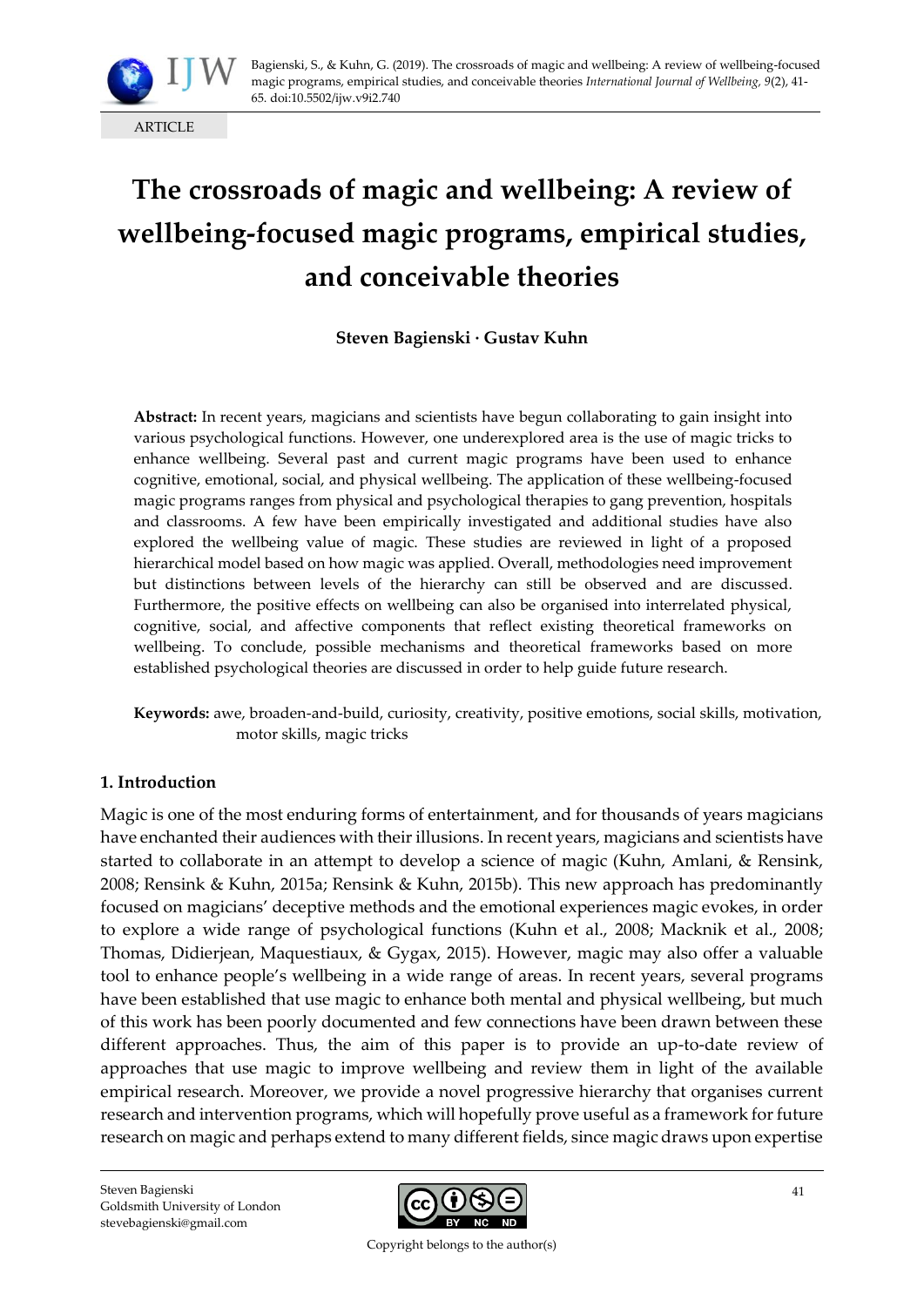Bagienski, S., & Kuhn, G. (2019). The crossroads of magic and wellbeing: A review of wellbeing-focused magic programs, empirical studies, and conceivable theories *International Journal of Wellbeing, 9*(2), 41-65. doi:10.5502/ijw.v9i2.740

ARTICLE

# The crossroads of magic and wellbeing: A review of wellbeing-focused magic programs, empirical studies, and conceivable theories

**Steven Bagienski · Gustav Kuhn**

**Abstract:** In recent years, magicians and scientists have begun collaborating to gain insight into various psychological functions. However, one underexplored area is the use of magic tricks to enhance wellbeing. Several past and current magic programs have been used to enhance cognitive, emotional, social, and physical wellbeing. The application of these wellbeing-focused magic programs ranges from physical and psychological therapies to gang prevention, hospitals and classrooms. A few have been empirically investigated and additional studies have also explored the wellbeing value of magic. These studies are reviewed in light of a proposed hierarchical model based on how magic was applied. Overall, methodologies need improvement but distinctions between levels of the hierarchy can still be observed and are discussed. Furthermore, the positive effects on wellbeing can also be organised into interrelated physical, cognitive, social, and affective components that reflect existing theoretical frameworks on wellbeing. To conclude, possible mechanisms and theoretical frameworks based on more established psychological theories are discussed in order to help guide future research.

**Keywords:** awe, broaden-and-build, curiosity, creativity, positive emotions, social skills, motivation, motor skills, magic tricks

## 1. Introduction

Magic is one of the most enduring forms of entertainment, and for thousands of years magicians have enchanted their audiences with their illusions. In recent years, magicians and scientists have started to collaborate in an attempt to develop a science of magic (Kuhn, Amlani, & Rensink, 2008; Rensink & Kuhn, 2015a; Rensink & Kuhn, 2015b). This new approach has predominantly focused on magicians' deceptive methods and the emotional experiences magic evokes, in order to explore a wide range of psychological functions (Kuhn et al., 2008; Macknik et al., 2008; Thomas, Didierjean, Maquestiaux, & Gygax, 2015). However, magic may also offer a valuable tool to enhance people's wellbeing in a wide range of areas. In recent years, several programs have been established that use magic to enhance both mental and physical wellbeing, but much of this work has been poorly documented and few connections have been drawn between these different approaches. Thus, the aim of this paper is to provide an up-to-date review of approaches that use magic to improve wellbeing and review them in light of the available empirical research. Moreover, we provide a novel progressive hierarchy that organises current research and intervention programs, which will hopefully prove useful as a framework for future research on magic and perhaps extend to many different fields, since magic draws upon expertise

Steven Bagienski
Goldsmith University of London
stevebagienski@gmail.com

Copyright belongs to the author(s)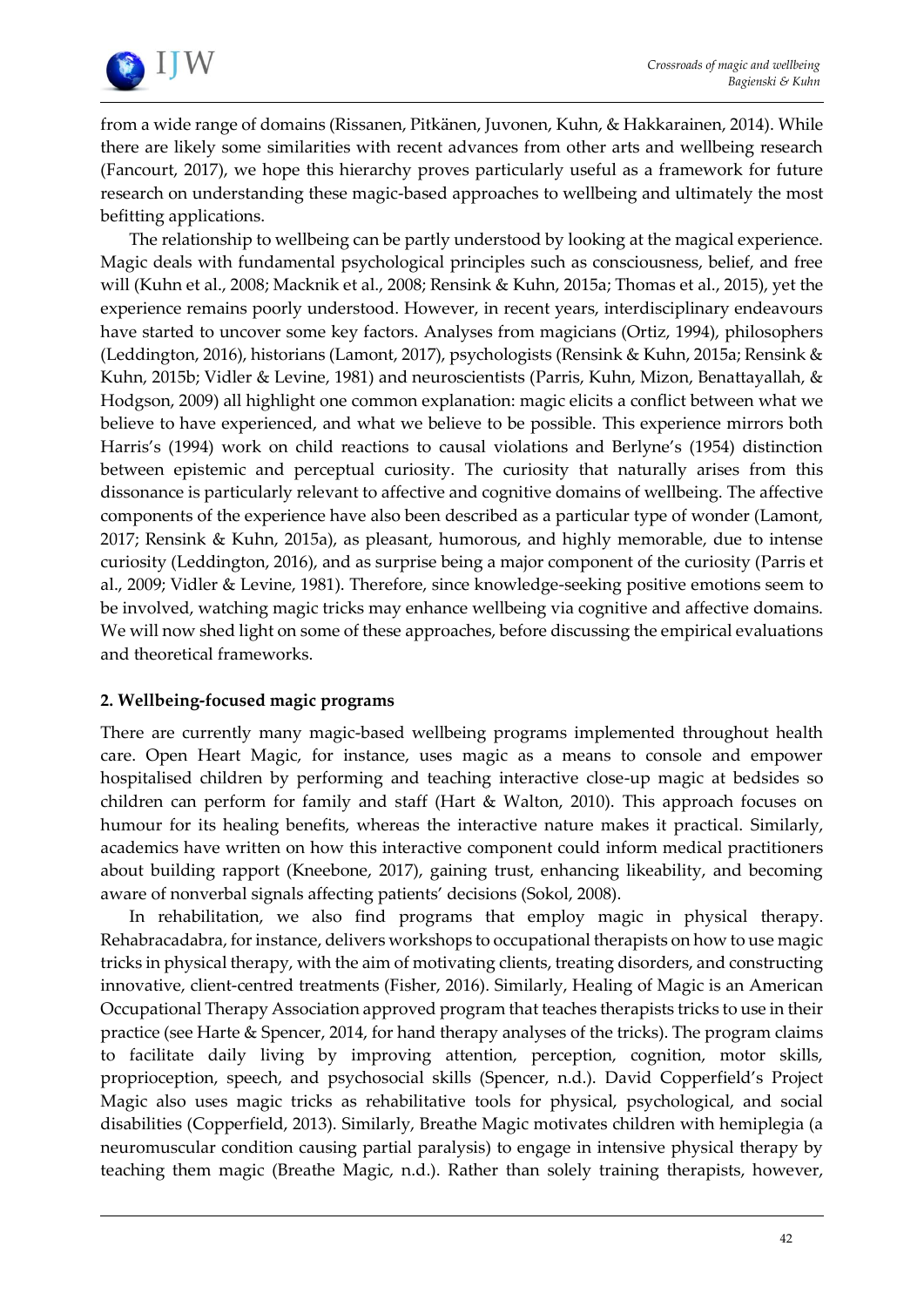from a wide range of domains (Rissanen, Pitkänen, Juvonen, Kuhn, & Hakkarainen, 2014). While there are likely some similarities with recent advances from other arts and wellbeing research (Fancourt, 2017), we hope this hierarchy proves particularly useful as a framework for future research on understanding these magic-based approaches to wellbeing and ultimately the most befitting applications.

The relationship to wellbeing can be partly understood by looking at the magical experience. Magic deals with fundamental psychological principles such as consciousness, belief, and free will (Kuhn et al., 2008; Macknik et al., 2008; Rensink & Kuhn, 2015a; Thomas et al., 2015), yet the experience remains poorly understood. However, in recent years, interdisciplinary endeavours have started to uncover some key factors. Analyses from magicians (Ortiz, 1994), philosophers (Leddington, 2016), historians (Lamont, 2017), psychologists (Rensink & Kuhn, 2015a; Rensink & Kuhn, 2015b; Vidler & Levine, 1981) and neuroscientists (Parris, Kuhn, Mizon, Benattayallah, & Hodgson, 2009) all highlight one common explanation: magic elicits a conflict between what we believe to have experienced, and what we believe to be possible. This experience mirrors both Harris's (1994) work on child reactions to causal violations and Berlyne's (1954) distinction between epistemic and perceptual curiosity. The curiosity that naturally arises from this dissonance is particularly relevant to affective and cognitive domains of wellbeing. The affective components of the experience have also been described as a particular type of wonder (Lamont, 2017; Rensink & Kuhn, 2015a), as pleasant, humorous, and highly memorable, due to intense curiosity (Leddington, 2016), and as surprise being a major component of the curiosity (Parris et al., 2009; Vidler & Levine, 1981). Therefore, since knowledge-seeking positive emotions seem to be involved, watching magic tricks may enhance wellbeing via cognitive and affective domains. We will now shed light on some of these approaches, before discussing the empirical evaluations and theoretical frameworks.

## 2. Wellbeing-focused magic programs

There are currently many magic-based wellbeing programs implemented throughout health care. Open Heart Magic, for instance, uses magic as a means to console and empower hospitalised children by performing and teaching interactive close-up magic at bedsides so children can perform for family and staff (Hart & Walton, 2010). This approach focuses on humour for its healing benefits, whereas the interactive nature makes it practical. Similarly, academics have written on how this interactive component could inform medical practitioners about building rapport (Kneebone, 2017), gaining trust, enhancing likeability, and becoming aware of nonverbal signals affecting patients' decisions (Sokol, 2008).

In rehabilitation, we also find programs that employ magic in physical therapy. Rehabracadabra, for instance, delivers workshops to occupational therapists on how to use magic tricks in physical therapy, with the aim of motivating clients, treating disorders, and constructing innovative, client-centred treatments (Fisher, 2016). Similarly, Healing of Magic is an American Occupational Therapy Association approved program that teaches therapists tricks to use in their practice (see Harte & Spencer, 2014, for hand therapy analyses of the tricks). The program claims to facilitate daily living by improving attention, perception, cognition, motor skills, proprioception, speech, and psychosocial skills (Spencer, n.d.). David Copperfield's Project Magic also uses magic tricks as rehabilitative tools for physical, psychological, and social disabilities (Copperfield, 2013). Similarly, Breathe Magic motivates children with hemiplegia (a neuromuscular condition causing partial paralysis) to engage in intensive physical therapy by teaching them magic (Breathe Magic, n.d.). Rather than solely training therapists, however,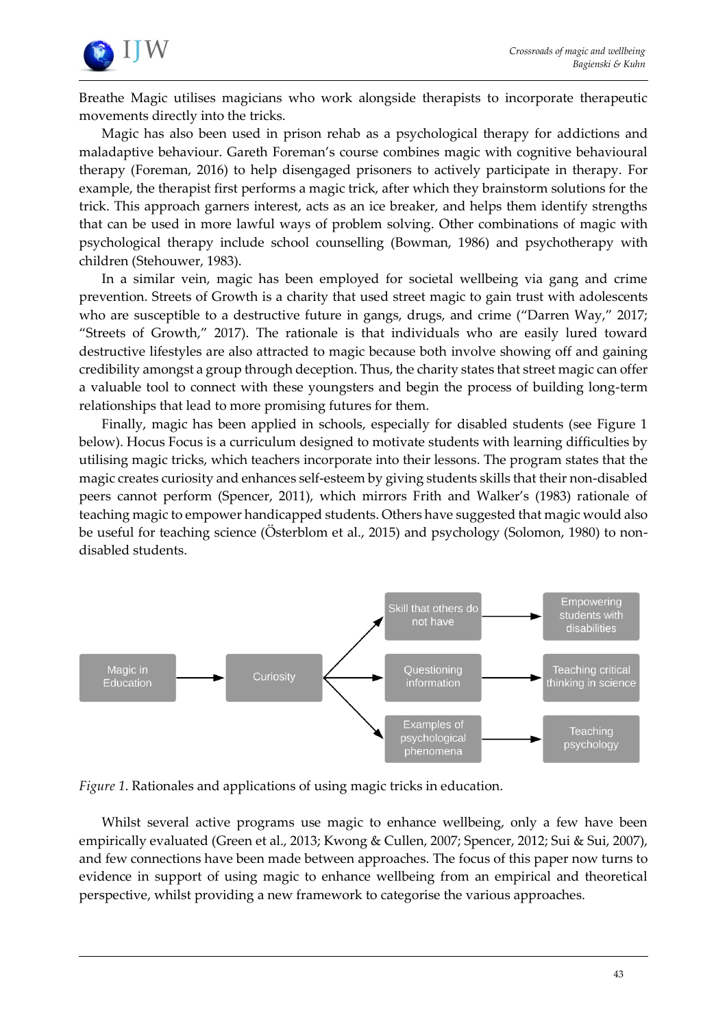Breathe Magic utilises magicians who work alongside therapists to incorporate therapeutic movements directly into the tricks.

Magic has also been used in prison rehab as a psychological therapy for addictions and maladaptive behaviour. Gareth Foreman's course combines magic with cognitive behavioural therapy (Foreman, 2016) to help disengaged prisoners to actively participate in therapy. For example, the therapist first performs a magic trick, after which they brainstorm solutions for the trick. This approach garners interest, acts as an ice breaker, and helps them identify strengths that can be used in more lawful ways of problem solving. Other combinations of magic with psychological therapy include school counselling (Bowman, 1986) and psychotherapy with children (Stehouwer, 1983).

In a similar vein, magic has been employed for societal wellbeing via gang and crime prevention. Streets of Growth is a charity that used street magic to gain trust with adolescents who are susceptible to a destructive future in gangs, drugs, and crime ("Darren Way," 2017; "Streets of Growth," 2017). The rationale is that individuals who are easily lured toward destructive lifestyles are also attracted to magic because both involve showing off and gaining credibility amongst a group through deception. Thus, the charity states that street magic can offer a valuable tool to connect with these youngsters and begin the process of building long-term relationships that lead to more promising futures for them.

Finally, magic has been applied in schools, especially for disabled students (see Figure 1 below). Hocus Focus is a curriculum designed to motivate students with learning difficulties by utilising magic tricks, which teachers incorporate into their lessons. The program states that the magic creates curiosity and enhances self-esteem by giving students skills that their non-disabled peers cannot perform (Spencer, 2011), which mirrors Frith and Walker's (1983) rationale of teaching magic to empower handicapped students. Others have suggested that magic would also be useful for teaching science (Österblom et al., 2015) and psychology (Solomon, 1980) to non-disabled students.

Magic in Education → Curiosity → Skill that others do not have → Empowering students with disabilities

Magic in Education → Curiosity → Questioning information → Teaching critical thinking in science

Magic in Education → Curiosity → Examples of psychological phenomena → Teaching psychology

*Figure 1*. Rationales and applications of using magic tricks in education.

Whilst several active programs use magic to enhance wellbeing, only a few have been empirically evaluated (Green et al., 2013; Kwong & Cullen, 2007; Spencer, 2012; Sui & Sui, 2007), and few connections have been made between approaches. The focus of this paper now turns to evidence in support of using magic to enhance wellbeing from an empirical and theoretical perspective, whilst providing a new framework to categorise the various approaches.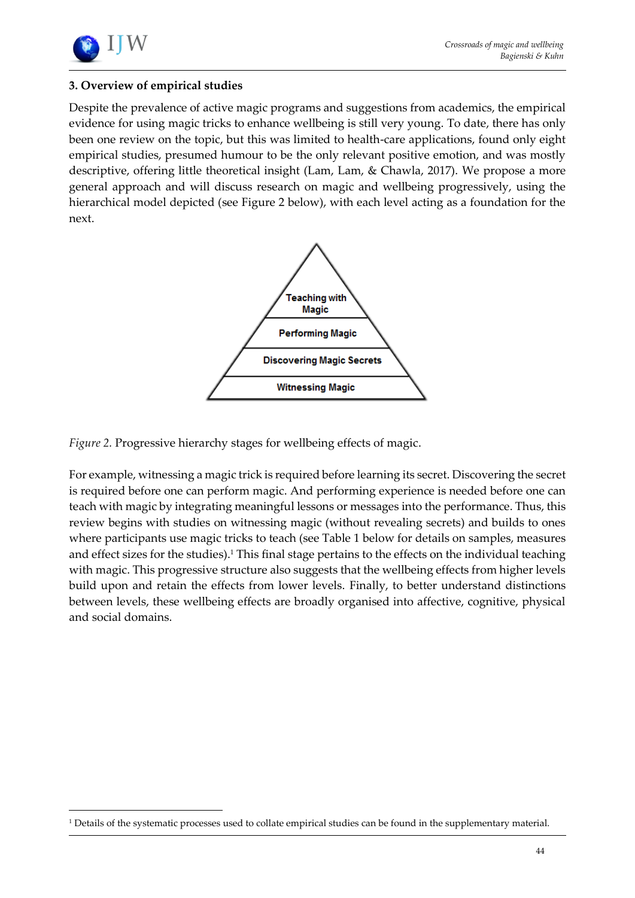### 3. Overview of empirical studies

Despite the prevalence of active magic programs and suggestions from academics, the empirical evidence for using magic tricks to enhance wellbeing is still very young. To date, there has only been one review on the topic, but this was limited to health-care applications, found only eight empirical studies, presumed humour to be the only relevant positive emotion, and was mostly descriptive, offering little theoretical insight (Lam, Lam, & Chawla, 2017). We propose a more general approach and will discuss research on magic and wellbeing progressively, using the hierarchical model depicted (see Figure 2 below), with each level acting as a foundation for the next.

Teaching with Magic

Performing Magic

Discovering Magic Secrets

Witnessing Magic

*Figure 2.* Progressive hierarchy stages for wellbeing effects of magic.

For example, witnessing a magic trick is required before learning its secret. Discovering the secret is required before one can perform magic. And performing experience is needed before one can teach with magic by integrating meaningful lessons or messages into the performance. Thus, this review begins with studies on witnessing magic (without revealing secrets) and builds to ones where participants use magic tricks to teach (see Table 1 below for details on samples, measures and effect sizes for the studies).[1] This final stage pertains to the effects on the individual teaching with magic. This progressive structure also suggests that the wellbeing effects from higher levels build upon and retain the effects from lower levels. Finally, to better understand distinctions between levels, these wellbeing effects are broadly organised into affective, cognitive, physical and social domains.

[1] Details of the systematic processes used to collate empirical studies can be found in the supplementary material.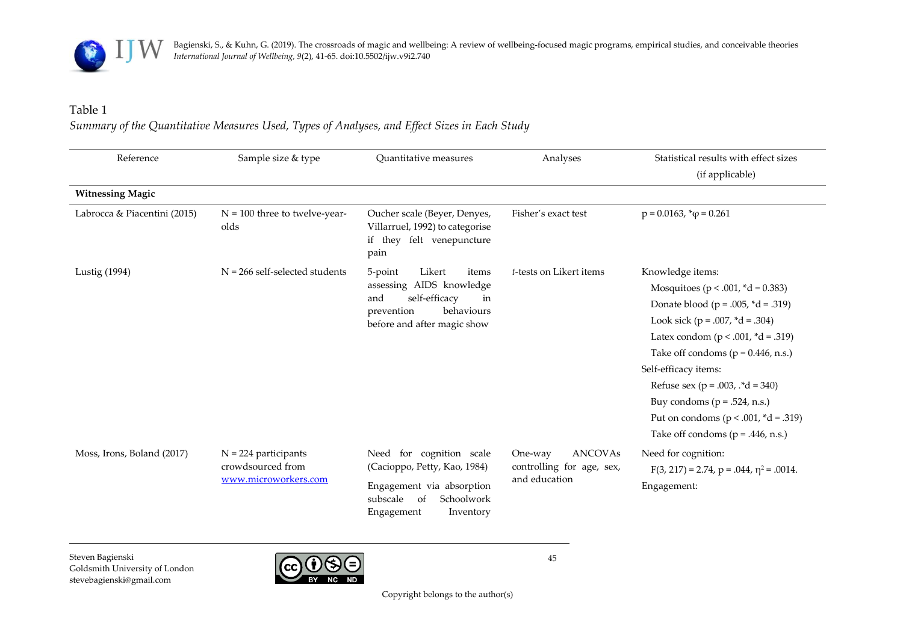Table 1

*Summary of the Quantitative Measures Used, Types of Analyses, and Effect Sizes in Each Study*

| Reference | Sample size & type | Quantitative measures | Analyses | Statistical results with effect sizes (if applicable) |
|---|---|---|---|---|
| **Witnessing Magic** | | | | |
| Labrocca & Piacentini (2015) | N = 100 three to twelve-year-olds | Oucher scale (Beyer, Denyes, Villarruel, 1992) to categorise if they felt venepuncture pain | Fisher's exact test | p = 0.0163, *φ = 0.261 |
| Lustig (1994) | N = 266 self-selected students | 5-point Likert items assessing AIDS knowledge and self-efficacy in prevention behaviours before and after magic show | *t*-tests on Likert items | Knowledge items:<br>Mosquitoes (p < .001, *d = 0.383)<br>Donate blood (p = .005, *d = .319)<br>Look sick (p = .007, *d = .304)<br>Latex condom (p < .001, *d = .319)<br>Take off condoms (p = 0.446, n.s.)<br>Self-efficacy items:<br>Refuse sex (p = .003, .*d = 340)<br>Buy condoms (p = .524, n.s.)<br>Put on condoms (p < .001, *d = .319)<br>Take off condoms (p = .446, n.s.) |
| Moss, Irons, Boland (2017) | N = 224 participants crowdsourced from www.microworkers.com | Need for cognition scale (Cacioppo, Petty, Kao, 1984)<br>Engagement via absorption subscale of Schoolwork Engagement Inventory | One-way ANCOVAs controlling for age, sex, and education | Need for cognition:<br>$F(3, 217) = 2.74$, $p = .044$, $\eta^2 = .0014$.<br>Engagement: |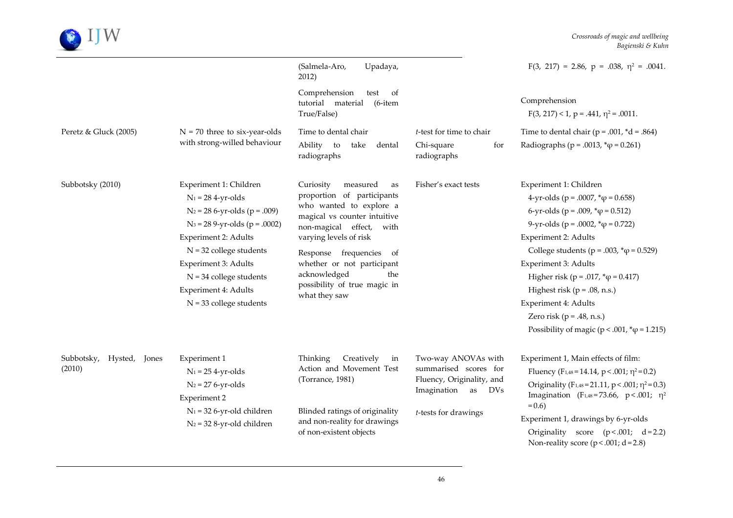| | | | | |
|---|---|---|---|---|
| | | (Salmela-Aro, Upadaya, 2012) | | $F(3, 217) = 2.86$, $p = .038$, $\eta^2 = .0041$. |
| | | Comprehension test of tutorial material (6-item True/False) | | Comprehension<br>$F(3, 217) < 1$, $p = .441$, $\eta^2 = .0011$. |
| Peretz & Gluck (2005) | N = 70 three to six-year-olds with strong-willed behaviour | Time to dental chair<br>Ability to take dental radiographs | *t*-test for time to chair<br>Chi-square for radiographs | Time to dental chair ($p = .001$, *$d = .864$)<br>Radiographs ($p = .0013$, *$\varphi = 0.261$) |
| Subbotsky (2010) | Experiment 1: Children<br>$N_1 = 28$ 4-yr-olds<br>$N_2 = 28$ 6-yr-olds ($p = .009$)<br>$N_3 = 28$ 9-yr-olds ($p = .0002$)<br>Experiment 2: Adults<br>N = 32 college students<br>Experiment 3: Adults<br>N = 34 college students<br>Experiment 4: Adults<br>N = 33 college students | Curiosity measured as proportion of participants who wanted to explore a magical vs counter intuitive non-magical effect, with varying levels of risk<br>Response frequencies of whether or not participant acknowledged the possibility of true magic in what they saw | Fisher's exact tests | Experiment 1: Children<br>4-yr-olds ($p = .0007$, *$\varphi = 0.658$)<br>6-yr-olds ($p = .009$, *$\varphi = 0.512$)<br>9-yr-olds ($p = .0002$, *$\varphi = 0.722$)<br>Experiment 2: Adults<br>College students ($p = .003$, *$\varphi = 0.529$)<br>Experiment 3: Adults<br>Higher risk ($p = .017$, *$\varphi = 0.417$)<br>Highest risk ($p = .08$, n.s.)<br>Experiment 4: Adults<br>Zero risk ($p = .48$, n.s.)<br>Possibility of magic ($p < .001$, *$\varphi = 1.215$) |
| Subbotsky, Hysted, Jones (2010) | Experiment 1<br>$N_1 = 25$ 4-yr-olds<br>$N_2 = 27$ 6-yr-olds<br>Experiment 2<br>$N_1 = 32$ 6-yr-old children<br>$N_2 = 32$ 8-yr-old children | Thinking Creatively in Action and Movement Test (Torrance, 1981)<br>Blinded ratings of originality and non-reality for drawings of non-existent objects | Two-way ANOVAs with summarised scores for Fluency, Originality, and Imagination as DVs<br>*t*-tests for drawings | Experiment 1, Main effects of film:<br>Fluency ($F_{1,48} = 14.14$, $p < .001$; $\eta^2 = 0.2$)<br>Originality ($F_{1,48} = 21.11$, $p < .001$; $\eta^2 = 0.3$)<br>Imagination ($F_{1,48} = 73.66$, $p < .001$; $\eta^2 = 0.6$)<br>Experiment 1, drawings by 6-yr-olds<br>Originality score ($p < .001$; $d = 2.2$)<br>Non-reality score ($p < .001$; $d = 2.8$) |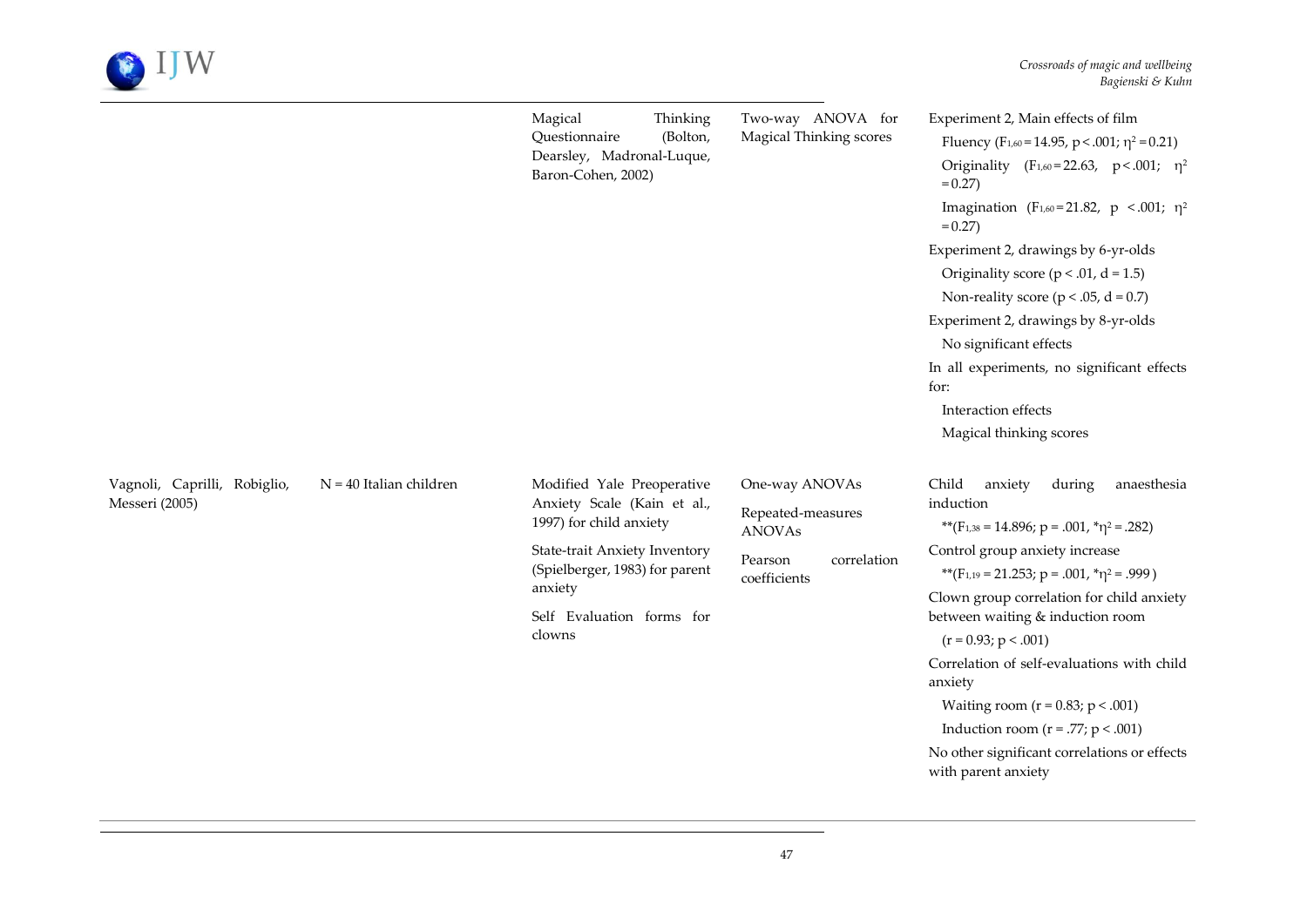| | | | | |
|---|---|---|---|---|
| | | Magical Thinking Questionnaire (Bolton, Dearsley, Madronal-Luque, Baron-Cohen, 2002) | Two-way ANOVA for Magical Thinking scores | Experiment 2, Main effects of film<br>Fluency ($F_{1,60} = 14.95$, $p < .001$; $\eta^2 = 0.21$)<br>Originality ($F_{1,60} = 22.63$, $p < .001$; $\eta^2 = 0.27$)<br>Imagination ($F_{1,60} = 21.82$, $p < .001$; $\eta^2 = 0.27$)<br>Experiment 2, drawings by 6-yr-olds<br>Originality score ($p < .01$, $d = 1.5$)<br>Non-reality score ($p < .05$, $d = 0.7$)<br>Experiment 2, drawings by 8-yr-olds<br>No significant effects<br>In all experiments, no significant effects for:<br>Interaction effects<br>Magical thinking scores |
| Vagnoli, Caprilli, Robiglio, Messeri (2005) | N = 40 Italian children | Modified Yale Preoperative Anxiety Scale (Kain et al., 1997) for child anxiety<br>State-trait Anxiety Inventory (Spielberger, 1983) for parent anxiety<br>Self Evaluation forms for clowns | One-way ANOVAs<br>Repeated-measures ANOVAs<br>Pearson correlation coefficients | Child anxiety during anaesthesia induction<br>**($F_{1,38} = 14.896$; $p = .001$, *$\eta^2 = .282$)<br>Control group anxiety increase<br>**($F_{1,19} = 21.253$; $p = .001$, *$\eta^2 = .999$)<br>Clown group correlation for child anxiety between waiting & induction room<br>($r = 0.93$; $p < .001$)<br>Correlation of self-evaluations with child anxiety<br>Waiting room ($r = 0.83$; $p < .001$)<br>Induction room ($r = .77$; $p < .001$)<br>No other significant correlations or effects with parent anxiety |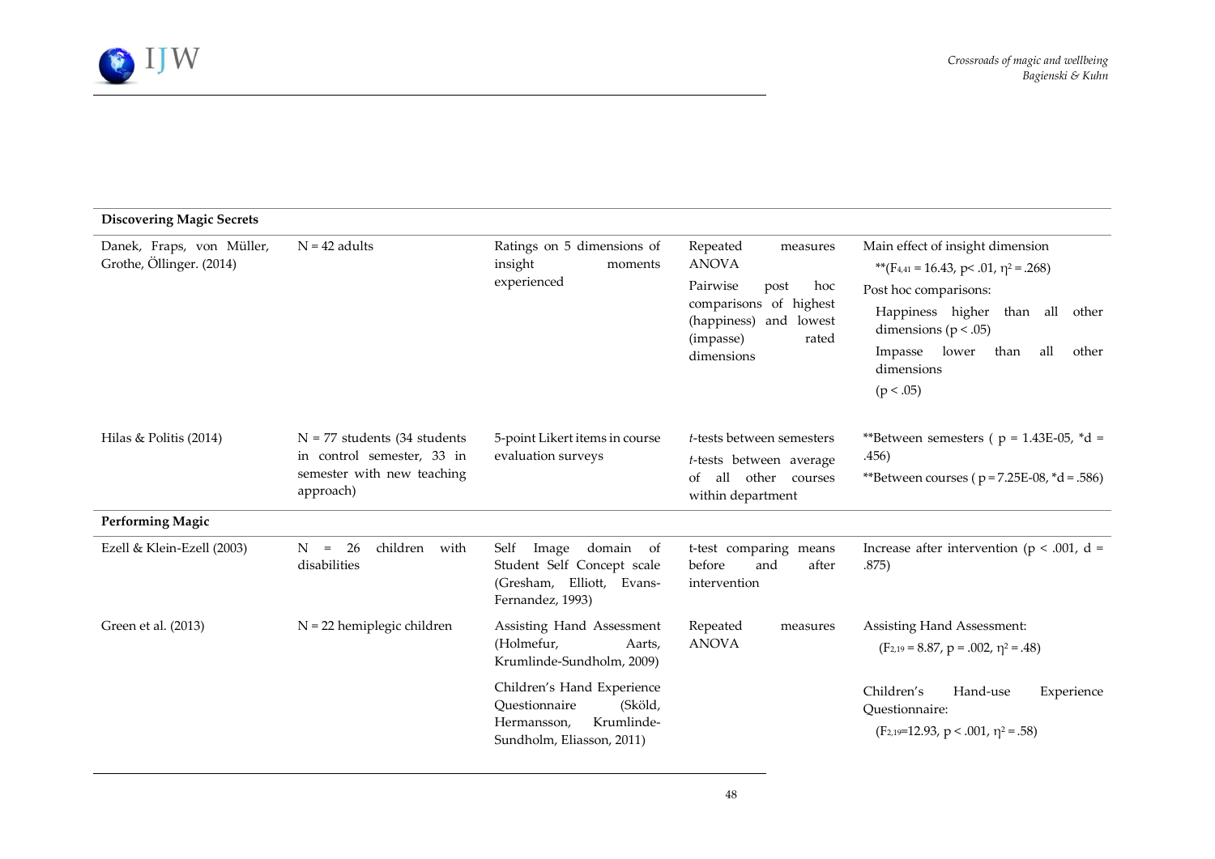| | | | | |
|---|---|---|---|---|
| **Discovering Magic Secrets** | | | | |
| Danek, Fraps, von Müller, Grothe, Öllinger. (2014) | N = 42 adults | Ratings on 5 dimensions of insight moments experienced | Repeated measures ANOVA<br>Pairwise post hoc comparisons of highest (happiness) and lowest (impasse) rated dimensions | Main effect of insight dimension<br>**($F_{4,41}$ = 16.43, p< .01, $\eta^2$ = .268)<br>Post hoc comparisons:<br>Happiness higher than all other dimensions (p < .05)<br>Impasse lower than all other dimensions<br>(p < .05) |
| Hilas & Politis (2014) | N = 77 students (34 students in control semester, 33 in semester with new teaching approach) | 5-point Likert items in course evaluation surveys | *t*-tests between semesters<br>*t*-tests between average of all other courses within department | **Between semesters ( p = 1.43E-05, *d = .456)<br>**Between courses ( p = 7.25E-08, *d = .586) |
| **Performing Magic** | | | | |
| Ezell & Klein-Ezell (2003) | N = 26 children with disabilities | Self Image domain of Student Self Concept scale (Gresham, Elliott, Evans-Fernandez, 1993) | t-test comparing means before and after intervention | Increase after intervention (p < .001, d = .875) |
| Green et al. (2013) | N = 22 hemiplegic children | Assisting Hand Assessment (Holmefur, Aarts, Krumlinde-Sundholm, 2009)<br>Children's Hand Experience Questionnaire (Sköld, Hermansson, Krumlinde-Sundholm, Eliasson, 2011) | Repeated measures ANOVA | Assisting Hand Assessment:<br>($F_{2,19}$ = 8.87, p = .002, $\eta^2$ = .48)<br>Children's Hand-use Experience Questionnaire:<br>($F_{2,19}$=12.93, p < .001, $\eta^2$ = .58) |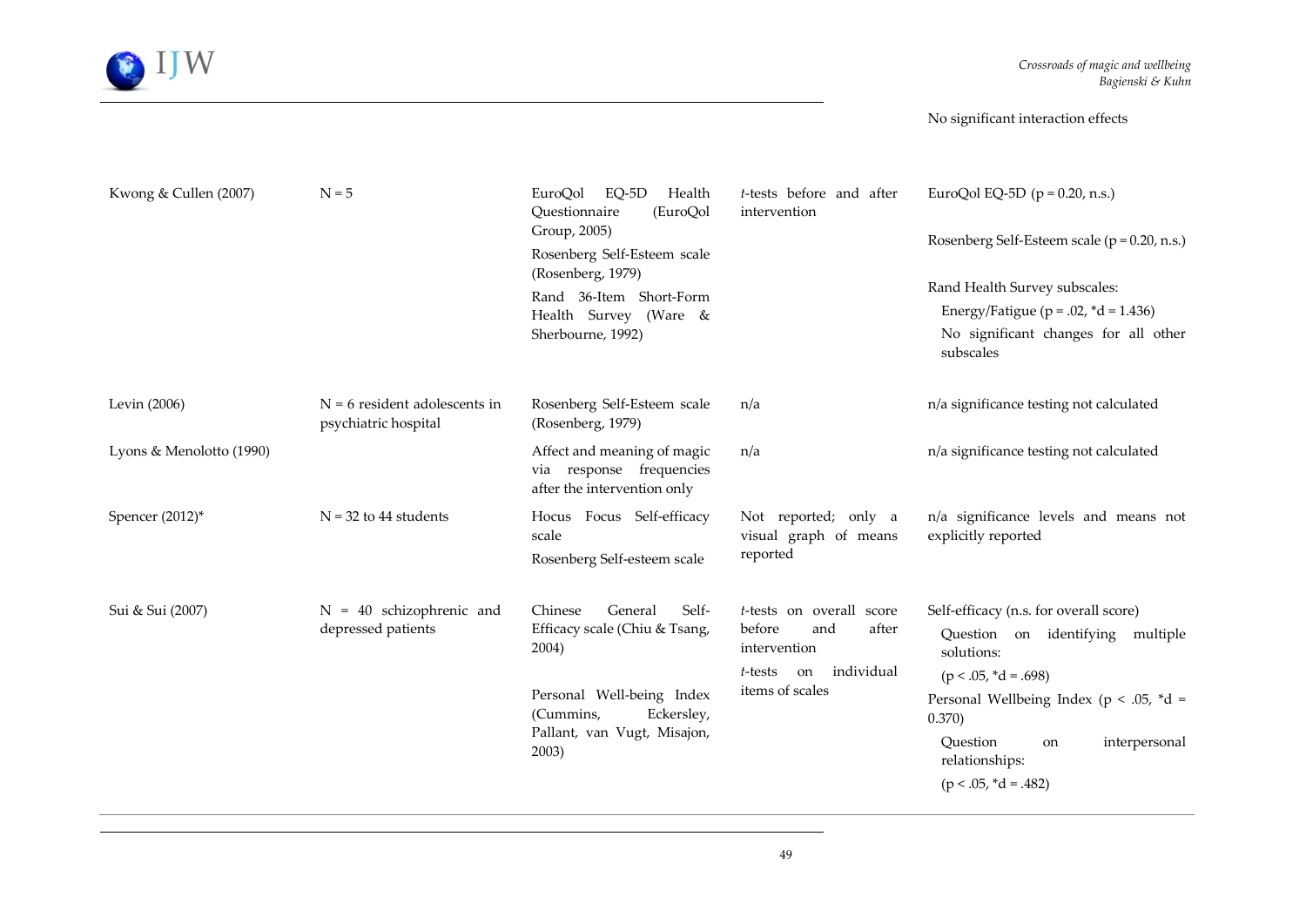| | | | | No significant interaction effects |
|---|---|---|---|---|
| Kwong & Cullen (2007) | N = 5 | EuroQol EQ-5D Health Questionnaire (EuroQol Group, 2005)<br>Rosenberg Self-Esteem scale (Rosenberg, 1979)<br>Rand 36-Item Short-Form Health Survey (Ware & Sherbourne, 1992) | *t*-tests before and after intervention | EuroQol EQ-5D (p = 0.20, n.s.)<br>Rosenberg Self-Esteem scale (p = 0.20, n.s.)<br>Rand Health Survey subscales:<br>Energy/Fatigue (p = .02, *d = 1.436)<br>No significant changes for all other subscales |
| Levin (2006) | N = 6 resident adolescents in psychiatric hospital | Rosenberg Self-Esteem scale (Rosenberg, 1979) | n/a | n/a significance testing not calculated |
| Lyons & Menolotto (1990) | | Affect and meaning of magic via response frequencies after the intervention only | n/a | n/a significance testing not calculated |
| Spencer (2012)* | N = 32 to 44 students | Hocus Focus Self-efficacy scale<br>Rosenberg Self-esteem scale | Not reported; only a visual graph of means reported | n/a significance levels and means not explicitly reported |
| Sui & Sui (2007) | N = 40 schizophrenic and depressed patients | Chinese General Self-Efficacy scale (Chiu & Tsang, 2004)<br>Personal Well-being Index (Cummins, Eckersley, Pallant, van Vugt, Misajon, 2003) | *t*-tests on overall score before and after intervention<br>*t*-tests on individual items of scales | Self-efficacy (n.s. for overall score)<br>Question on identifying multiple solutions:<br>(p < .05, *d = .698)<br>Personal Wellbeing Index (p < .05, *d = 0.370)<br>Question on interpersonal relationships:<br>(p < .05, *d = .482) |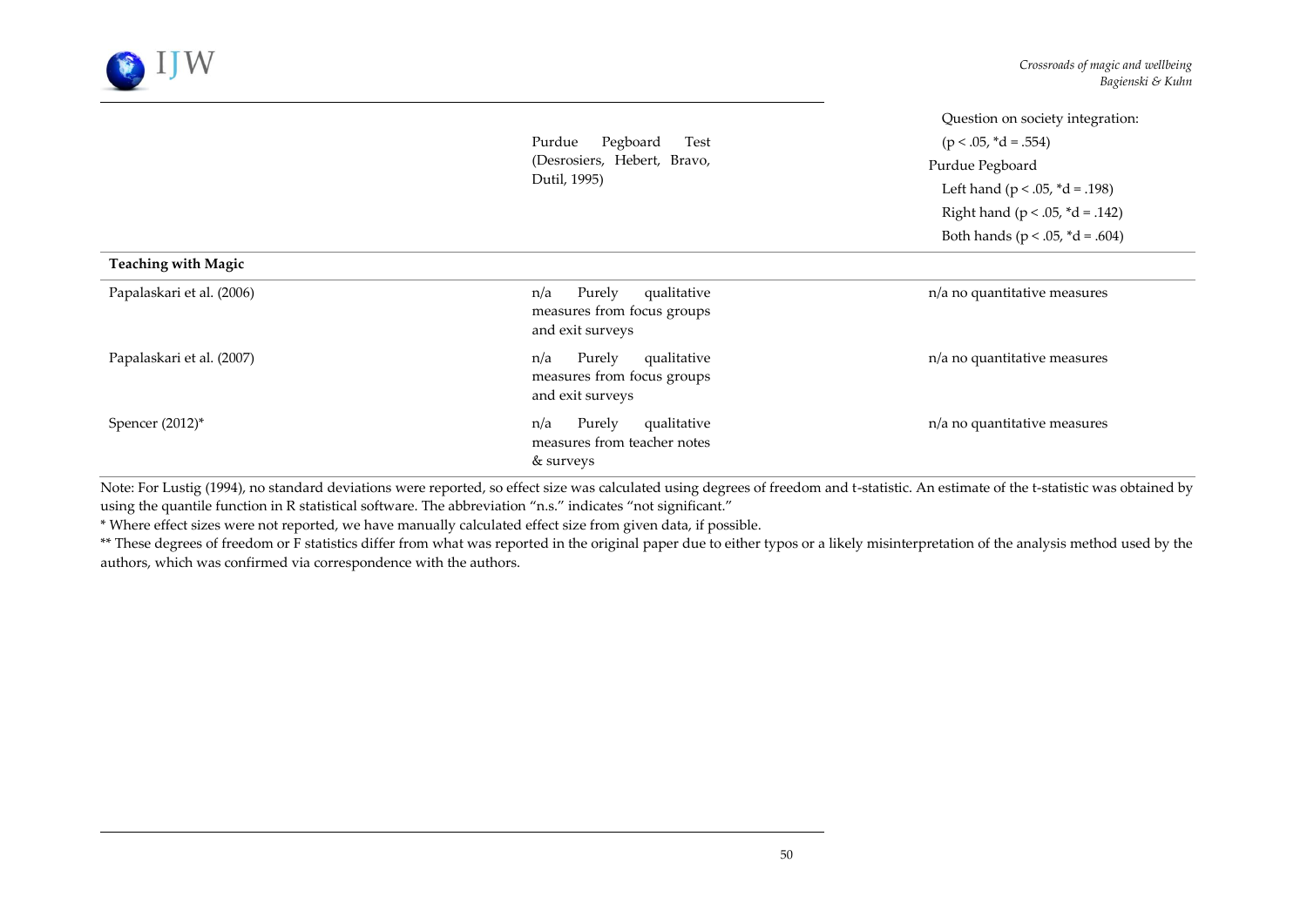| | | |
|---|---|---|
| | Purdue Pegboard Test (Desrosiers, Hebert, Bravo, Dutil, 1995) | Question on society integration: ($p < .05$, *d = .554)<br>Purdue Pegboard<br>Left hand ($p < .05$, *d = .198)<br>Right hand ($p < .05$, *d = .142)<br>Both hands ($p < .05$, *d = .604) |
| **Teaching with Magic** | | |
| Papalaskari et al. (2006) | n/a Purely qualitative measures from focus groups and exit surveys | n/a no quantitative measures |
| Papalaskari et al. (2007) | n/a Purely qualitative measures from focus groups and exit surveys | n/a no quantitative measures |
| Spencer (2012)* | n/a Purely qualitative measures from teacher notes & surveys | n/a no quantitative measures |

Note: For Lustig (1994), no standard deviations were reported, so effect size was calculated using degrees of freedom and t-statistic. An estimate of the t-statistic was obtained by using the quantile function in R statistical software. The abbreviation "n.s." indicates "not significant."

* Where effect sizes were not reported, we have manually calculated effect size from given data, if possible.

** These degrees of freedom or F statistics differ from what was reported in the original paper due to either typos or a likely misinterpretation of the analysis method used by the authors, which was confirmed via correspondence with the authors.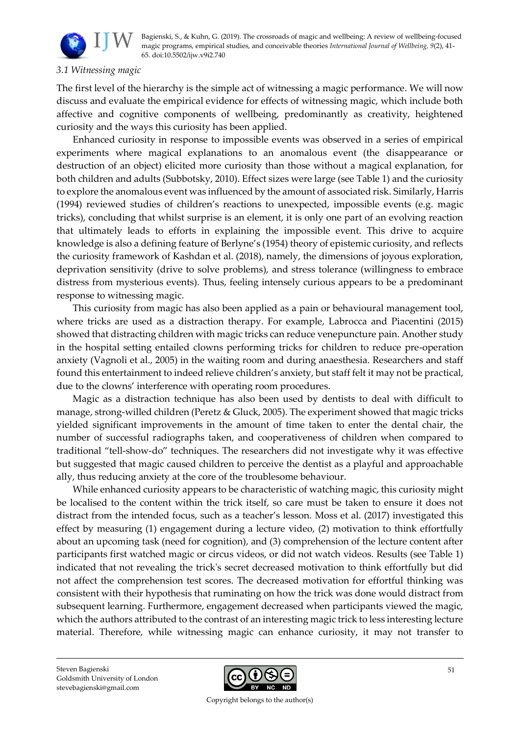### 3.1 Witnessing magic

The first level of the hierarchy is the simple act of witnessing a magic performance. We will now discuss and evaluate the empirical evidence for effects of witnessing magic, which include both affective and cognitive components of wellbeing, predominantly as creativity, heightened curiosity and the ways this curiosity has been applied.

Enhanced curiosity in response to impossible events was observed in a series of empirical experiments where magical explanations to an anomalous event (the disappearance or destruction of an object) elicited more curiosity than those without a magical explanation, for both children and adults (Subbotsky, 2010). Effect sizes were large (see Table 1) and the curiosity to explore the anomalous event was influenced by the amount of associated risk. Similarly, Harris (1994) reviewed studies of children's reactions to unexpected, impossible events (e.g. magic tricks), concluding that whilst surprise is an element, it is only one part of an evolving reaction that ultimately leads to efforts in explaining the impossible event. This drive to acquire knowledge is also a defining feature of Berlyne's (1954) theory of epistemic curiosity, and reflects the curiosity framework of Kashdan et al. (2018), namely, the dimensions of joyous exploration, deprivation sensitivity (drive to solve problems), and stress tolerance (willingness to embrace distress from mysterious events). Thus, feeling intensely curious appears to be a predominant response to witnessing magic.

This curiosity from magic has also been applied as a pain or behavioural management tool, where tricks are used as a distraction therapy. For example, Labrocca and Piacentini (2015) showed that distracting children with magic tricks can reduce venepuncture pain. Another study in the hospital setting entailed clowns performing tricks for children to reduce pre-operation anxiety (Vagnoli et al., 2005) in the waiting room and during anaesthesia. Researchers and staff found this entertainment to indeed relieve children's anxiety, but staff felt it may not be practical, due to the clowns' interference with operating room procedures.

Magic as a distraction technique has also been used by dentists to deal with difficult to manage, strong-willed children (Peretz & Gluck, 2005). The experiment showed that magic tricks yielded significant improvements in the amount of time taken to enter the dental chair, the number of successful radiographs taken, and cooperativeness of children when compared to traditional "tell-show-do" techniques. The researchers did not investigate why it was effective but suggested that magic caused children to perceive the dentist as a playful and approachable ally, thus reducing anxiety at the core of the troublesome behaviour.

While enhanced curiosity appears to be characteristic of watching magic, this curiosity might be localised to the content within the trick itself, so care must be taken to ensure it does not distract from the intended focus, such as a teacher's lesson. Moss et al. (2017) investigated this effect by measuring (1) engagement during a lecture video, (2) motivation to think effortfully about an upcoming task (need for cognition), and (3) comprehension of the lecture content after participants first watched magic or circus videos, or did not watch videos. Results (see Table 1) indicated that not revealing the trick's secret decreased motivation to think effortfully but did not affect the comprehension test scores. The decreased motivation for effortful thinking was consistent with their hypothesis that ruminating on how the trick was done would distract from subsequent learning. Furthermore, engagement decreased when participants viewed the magic, which the authors attributed to the contrast of an interesting magic trick to less interesting lecture material. Therefore, while witnessing magic can enhance curiosity, it may not transfer to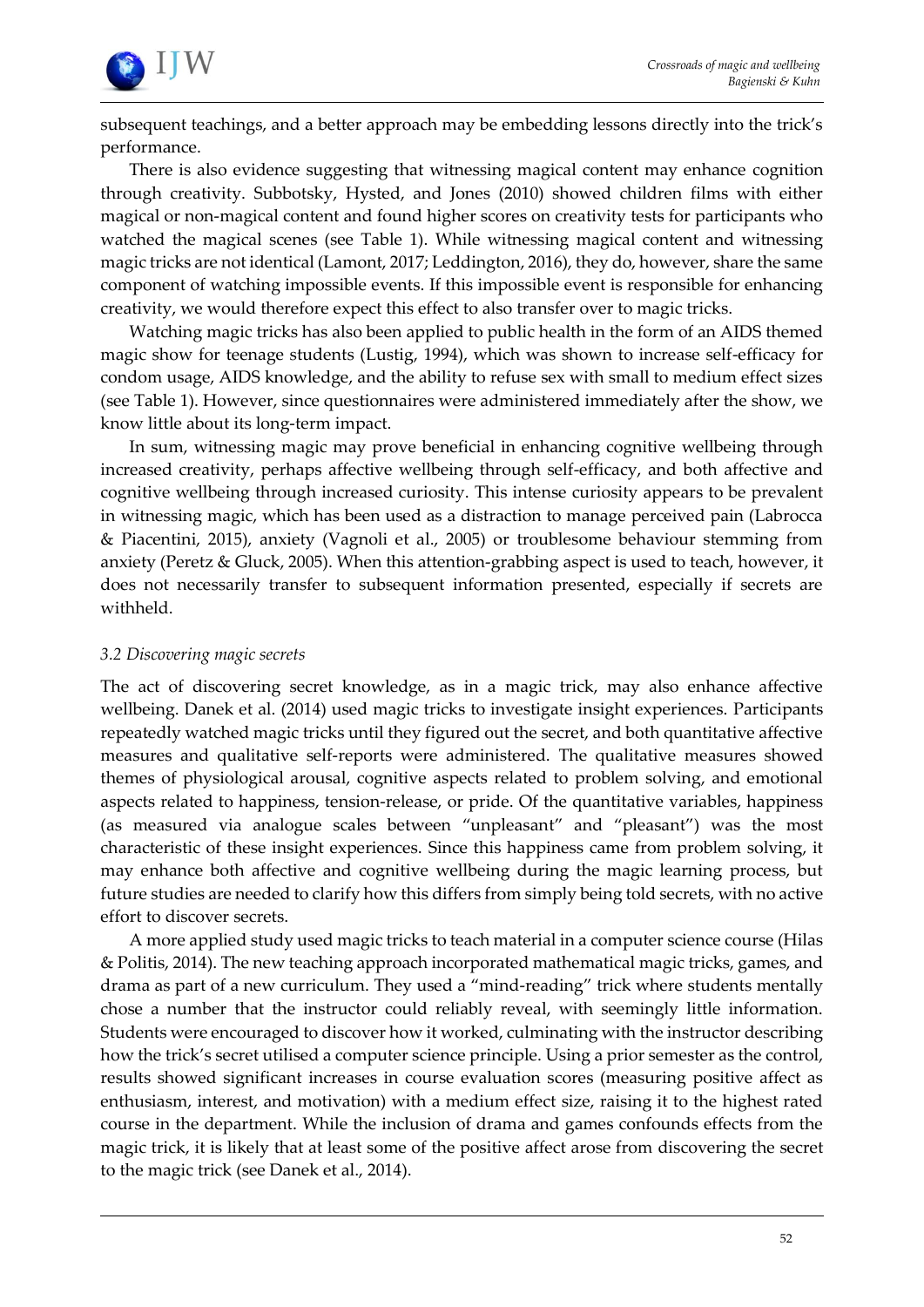subsequent teachings, and a better approach may be embedding lessons directly into the trick's performance.

There is also evidence suggesting that witnessing magical content may enhance cognition through creativity. Subbotsky, Hysted, and Jones (2010) showed children films with either magical or non-magical content and found higher scores on creativity tests for participants who watched the magical scenes (see Table 1). While witnessing magical content and witnessing magic tricks are not identical (Lamont, 2017; Leddington, 2016), they do, however, share the same component of watching impossible events. If this impossible event is responsible for enhancing creativity, we would therefore expect this effect to also transfer over to magic tricks.

Watching magic tricks has also been applied to public health in the form of an AIDS themed magic show for teenage students (Lustig, 1994), which was shown to increase self-efficacy for condom usage, AIDS knowledge, and the ability to refuse sex with small to medium effect sizes (see Table 1). However, since questionnaires were administered immediately after the show, we know little about its long-term impact.

In sum, witnessing magic may prove beneficial in enhancing cognitive wellbeing through increased creativity, perhaps affective wellbeing through self-efficacy, and both affective and cognitive wellbeing through increased curiosity. This intense curiosity appears to be prevalent in witnessing magic, which has been used as a distraction to manage perceived pain (Labrocca & Piacentini, 2015), anxiety (Vagnoli et al., 2005) or troublesome behaviour stemming from anxiety (Peretz & Gluck, 2005). When this attention-grabbing aspect is used to teach, however, it does not necessarily transfer to subsequent information presented, especially if secrets are withheld.

### *3.2 Discovering magic secrets*

The act of discovering secret knowledge, as in a magic trick, may also enhance affective wellbeing. Danek et al. (2014) used magic tricks to investigate insight experiences. Participants repeatedly watched magic tricks until they figured out the secret, and both quantitative affective measures and qualitative self-reports were administered. The qualitative measures showed themes of physiological arousal, cognitive aspects related to problem solving, and emotional aspects related to happiness, tension-release, or pride. Of the quantitative variables, happiness (as measured via analogue scales between "unpleasant" and "pleasant") was the most characteristic of these insight experiences. Since this happiness came from problem solving, it may enhance both affective and cognitive wellbeing during the magic learning process, but future studies are needed to clarify how this differs from simply being told secrets, with no active effort to discover secrets.

A more applied study used magic tricks to teach material in a computer science course (Hilas & Politis, 2014). The new teaching approach incorporated mathematical magic tricks, games, and drama as part of a new curriculum. They used a "mind-reading" trick where students mentally chose a number that the instructor could reliably reveal, with seemingly little information. Students were encouraged to discover how it worked, culminating with the instructor describing how the trick's secret utilised a computer science principle. Using a prior semester as the control, results showed significant increases in course evaluation scores (measuring positive affect as enthusiasm, interest, and motivation) with a medium effect size, raising it to the highest rated course in the department. While the inclusion of drama and games confounds effects from the magic trick, it is likely that at least some of the positive affect arose from discovering the secret to the magic trick (see Danek et al., 2014).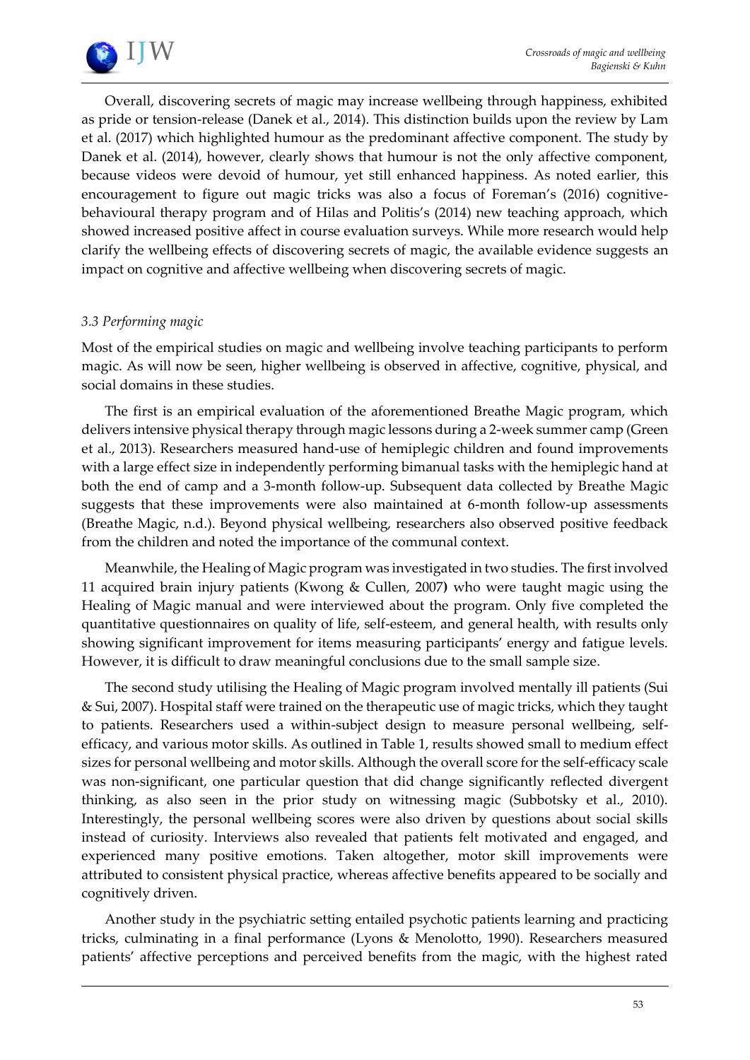Overall, discovering secrets of magic may increase wellbeing through happiness, exhibited as pride or tension-release (Danek et al., 2014). This distinction builds upon the review by Lam et al. (2017) which highlighted humour as the predominant affective component. The study by Danek et al. (2014), however, clearly shows that humour is not the only affective component, because videos were devoid of humour, yet still enhanced happiness. As noted earlier, this encouragement to figure out magic tricks was also a focus of Foreman's (2016) cognitive-behavioural therapy program and of Hilas and Politis's (2014) new teaching approach, which showed increased positive affect in course evaluation surveys. While more research would help clarify the wellbeing effects of discovering secrets of magic, the available evidence suggests an impact on cognitive and affective wellbeing when discovering secrets of magic.

### *3.3 Performing magic*

Most of the empirical studies on magic and wellbeing involve teaching participants to perform magic. As will now be seen, higher wellbeing is observed in affective, cognitive, physical, and social domains in these studies.

The first is an empirical evaluation of the aforementioned Breathe Magic program, which delivers intensive physical therapy through magic lessons during a 2-week summer camp (Green et al., 2013). Researchers measured hand-use of hemiplegic children and found improvements with a large effect size in independently performing bimanual tasks with the hemiplegic hand at both the end of camp and a 3-month follow-up. Subsequent data collected by Breathe Magic suggests that these improvements were also maintained at 6-month follow-up assessments (Breathe Magic, n.d.). Beyond physical wellbeing, researchers also observed positive feedback from the children and noted the importance of the communal context.

Meanwhile, the Healing of Magic program was investigated in two studies. The first involved 11 acquired brain injury patients (Kwong & Cullen, 2007) who were taught magic using the Healing of Magic manual and were interviewed about the program. Only five completed the quantitative questionnaires on quality of life, self-esteem, and general health, with results only showing significant improvement for items measuring participants' energy and fatigue levels. However, it is difficult to draw meaningful conclusions due to the small sample size.

The second study utilising the Healing of Magic program involved mentally ill patients (Sui & Sui, 2007). Hospital staff were trained on the therapeutic use of magic tricks, which they taught to patients. Researchers used a within-subject design to measure personal wellbeing, self-efficacy, and various motor skills. As outlined in Table 1, results showed small to medium effect sizes for personal wellbeing and motor skills. Although the overall score for the self-efficacy scale was non-significant, one particular question that did change significantly reflected divergent thinking, as also seen in the prior study on witnessing magic (Subbotsky et al., 2010). Interestingly, the personal wellbeing scores were also driven by questions about social skills instead of curiosity. Interviews also revealed that patients felt motivated and engaged, and experienced many positive emotions. Taken altogether, motor skill improvements were attributed to consistent physical practice, whereas affective benefits appeared to be socially and cognitively driven.

Another study in the psychiatric setting entailed psychotic patients learning and practicing tricks, culminating in a final performance (Lyons & Menolotto, 1990). Researchers measured patients' affective perceptions and perceived benefits from the magic, with the highest rated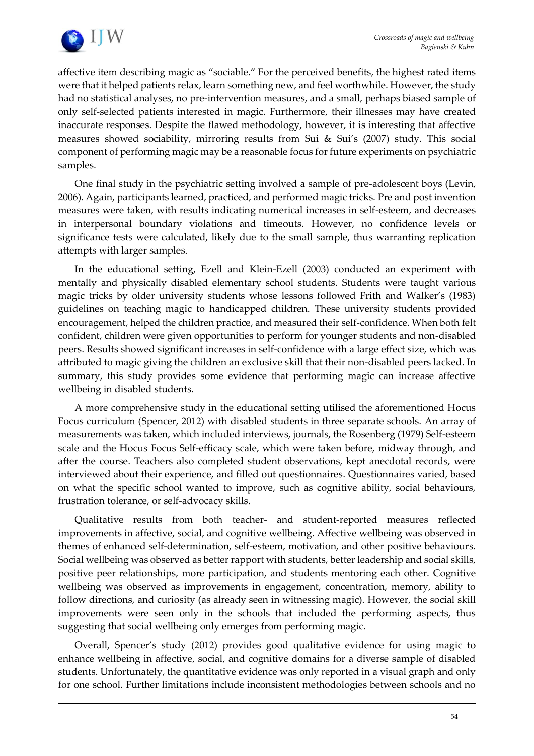affective item describing magic as "sociable." For the perceived benefits, the highest rated items were that it helped patients relax, learn something new, and feel worthwhile. However, the study had no statistical analyses, no pre-intervention measures, and a small, perhaps biased sample of only self-selected patients interested in magic. Furthermore, their illnesses may have created inaccurate responses. Despite the flawed methodology, however, it is interesting that affective measures showed sociability, mirroring results from Sui & Sui's (2007) study. This social component of performing magic may be a reasonable focus for future experiments on psychiatric samples.

One final study in the psychiatric setting involved a sample of pre-adolescent boys (Levin, 2006). Again, participants learned, practiced, and performed magic tricks. Pre and post invention measures were taken, with results indicating numerical increases in self-esteem, and decreases in interpersonal boundary violations and timeouts. However, no confidence levels or significance tests were calculated, likely due to the small sample, thus warranting replication attempts with larger samples.

In the educational setting, Ezell and Klein-Ezell (2003) conducted an experiment with mentally and physically disabled elementary school students. Students were taught various magic tricks by older university students whose lessons followed Frith and Walker's (1983) guidelines on teaching magic to handicapped children. These university students provided encouragement, helped the children practice, and measured their self-confidence. When both felt confident, children were given opportunities to perform for younger students and non-disabled peers. Results showed significant increases in self-confidence with a large effect size, which was attributed to magic giving the children an exclusive skill that their non-disabled peers lacked. In summary, this study provides some evidence that performing magic can increase affective wellbeing in disabled students.

A more comprehensive study in the educational setting utilised the aforementioned Hocus Focus curriculum (Spencer, 2012) with disabled students in three separate schools. An array of measurements was taken, which included interviews, journals, the Rosenberg (1979) Self-esteem scale and the Hocus Focus Self-efficacy scale, which were taken before, midway through, and after the course. Teachers also completed student observations, kept anecdotal records, were interviewed about their experience, and filled out questionnaires. Questionnaires varied, based on what the specific school wanted to improve, such as cognitive ability, social behaviours, frustration tolerance, or self-advocacy skills.

Qualitative results from both teacher- and student-reported measures reflected improvements in affective, social, and cognitive wellbeing. Affective wellbeing was observed in themes of enhanced self-determination, self-esteem, motivation, and other positive behaviours. Social wellbeing was observed as better rapport with students, better leadership and social skills, positive peer relationships, more participation, and students mentoring each other. Cognitive wellbeing was observed as improvements in engagement, concentration, memory, ability to follow directions, and curiosity (as already seen in witnessing magic). However, the social skill improvements were seen only in the schools that included the performing aspects, thus suggesting that social wellbeing only emerges from performing magic.

Overall, Spencer's study (2012) provides good qualitative evidence for using magic to enhance wellbeing in affective, social, and cognitive domains for a diverse sample of disabled students. Unfortunately, the quantitative evidence was only reported in a visual graph and only for one school. Further limitations include inconsistent methodologies between schools and no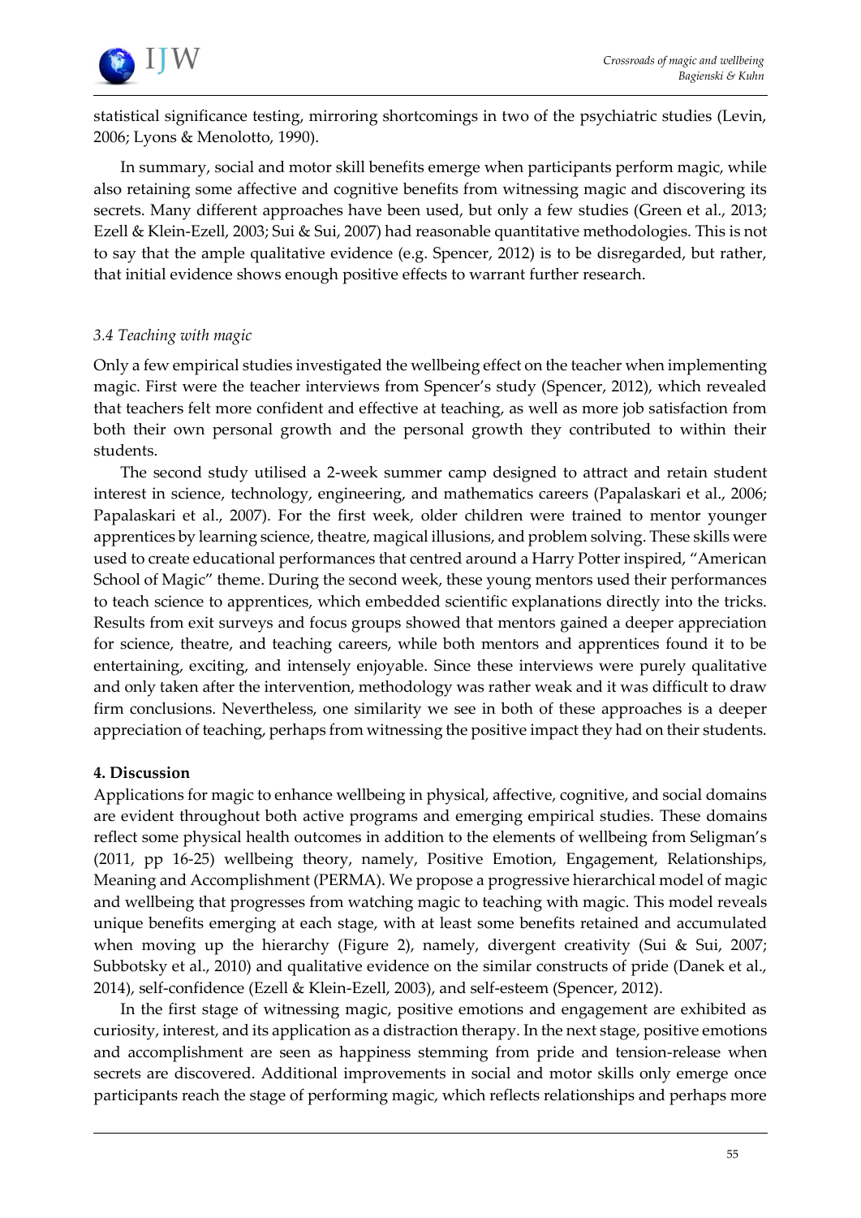statistical significance testing, mirroring shortcomings in two of the psychiatric studies (Levin, 2006; Lyons & Menolotto, 1990).

In summary, social and motor skill benefits emerge when participants perform magic, while also retaining some affective and cognitive benefits from witnessing magic and discovering its secrets. Many different approaches have been used, but only a few studies (Green et al., 2013; Ezell & Klein-Ezell, 2003; Sui & Sui, 2007) had reasonable quantitative methodologies. This is not to say that the ample qualitative evidence (e.g. Spencer, 2012) is to be disregarded, but rather, that initial evidence shows enough positive effects to warrant further research.

### *3.4 Teaching with magic*

Only a few empirical studies investigated the wellbeing effect on the teacher when implementing magic. First were the teacher interviews from Spencer's study (Spencer, 2012), which revealed that teachers felt more confident and effective at teaching, as well as more job satisfaction from both their own personal growth and the personal growth they contributed to within their students.

The second study utilised a 2-week summer camp designed to attract and retain student interest in science, technology, engineering, and mathematics careers (Papalaskari et al., 2006; Papalaskari et al., 2007). For the first week, older children were trained to mentor younger apprentices by learning science, theatre, magical illusions, and problem solving. These skills were used to create educational performances that centred around a Harry Potter inspired, "American School of Magic" theme. During the second week, these young mentors used their performances to teach science to apprentices, which embedded scientific explanations directly into the tricks. Results from exit surveys and focus groups showed that mentors gained a deeper appreciation for science, theatre, and teaching careers, while both mentors and apprentices found it to be entertaining, exciting, and intensely enjoyable. Since these interviews were purely qualitative and only taken after the intervention, methodology was rather weak and it was difficult to draw firm conclusions. Nevertheless, one similarity we see in both of these approaches is a deeper appreciation of teaching, perhaps from witnessing the positive impact they had on their students.

## 4. Discussion

Applications for magic to enhance wellbeing in physical, affective, cognitive, and social domains are evident throughout both active programs and emerging empirical studies. These domains reflect some physical health outcomes in addition to the elements of wellbeing from Seligman's (2011, pp 16-25) wellbeing theory, namely, Positive Emotion, Engagement, Relationships, Meaning and Accomplishment (PERMA). We propose a progressive hierarchical model of magic and wellbeing that progresses from watching magic to teaching with magic. This model reveals unique benefits emerging at each stage, with at least some benefits retained and accumulated when moving up the hierarchy (Figure 2), namely, divergent creativity (Sui & Sui, 2007; Subbotsky et al., 2010) and qualitative evidence on the similar constructs of pride (Danek et al., 2014), self-confidence (Ezell & Klein-Ezell, 2003), and self-esteem (Spencer, 2012).

In the first stage of witnessing magic, positive emotions and engagement are exhibited as curiosity, interest, and its application as a distraction therapy. In the next stage, positive emotions and accomplishment are seen as happiness stemming from pride and tension-release when secrets are discovered. Additional improvements in social and motor skills only emerge once participants reach the stage of performing magic, which reflects relationships and perhaps more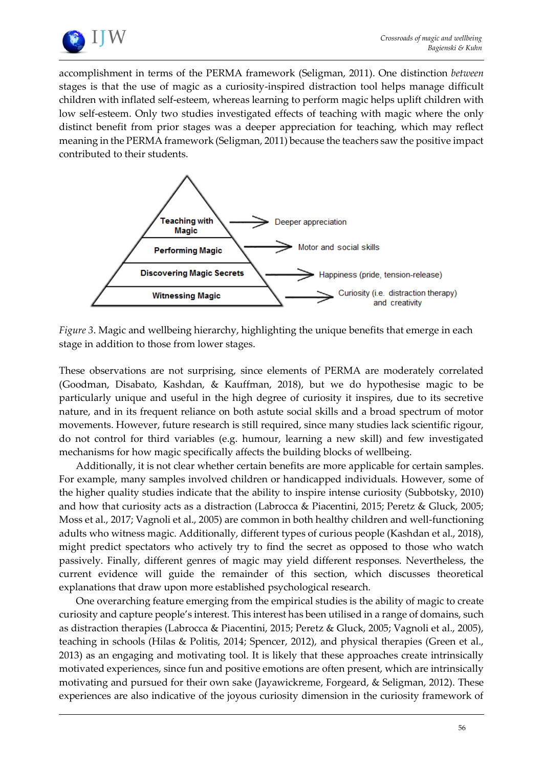accomplishment in terms of the PERMA framework (Seligman, 2011). One distinction *between* stages is that the use of magic as a curiosity-inspired distraction tool helps manage difficult children with inflated self-esteem, whereas learning to perform magic helps uplift children with low self-esteem. Only two studies investigated effects of teaching with magic where the only distinct benefit from prior stages was a deeper appreciation for teaching, which may reflect meaning in the PERMA framework (Seligman, 2011) because the teachers saw the positive impact contributed to their students.

**Teaching with Magic** → Deeper appreciation

**Performing Magic** → Motor and social skills

**Discovering Magic Secrets** → Happiness (pride, tension-release)

**Witnessing Magic** → Curiosity (i.e. distraction therapy) and creativity

*Figure 3*. Magic and wellbeing hierarchy, highlighting the unique benefits that emerge in each stage in addition to those from lower stages.

These observations are not surprising, since elements of PERMA are moderately correlated (Goodman, Disabato, Kashdan, & Kauffman, 2018), but we do hypothesise magic to be particularly unique and useful in the high degree of curiosity it inspires, due to its secretive nature, and in its frequent reliance on both astute social skills and a broad spectrum of motor movements. However, future research is still required, since many studies lack scientific rigour, do not control for third variables (e.g. humour, learning a new skill) and few investigated mechanisms for how magic specifically affects the building blocks of wellbeing.

Additionally, it is not clear whether certain benefits are more applicable for certain samples. For example, many samples involved children or handicapped individuals. However, some of the higher quality studies indicate that the ability to inspire intense curiosity (Subbotsky, 2010) and how that curiosity acts as a distraction (Labrocca & Piacentini, 2015; Peretz & Gluck, 2005; Moss et al., 2017; Vagnoli et al., 2005) are common in both healthy children and well-functioning adults who witness magic. Additionally, different types of curious people (Kashdan et al., 2018), might predict spectators who actively try to find the secret as opposed to those who watch passively. Finally, different genres of magic may yield different responses. Nevertheless, the current evidence will guide the remainder of this section, which discusses theoretical explanations that draw upon more established psychological research.

One overarching feature emerging from the empirical studies is the ability of magic to create curiosity and capture people's interest. This interest has been utilised in a range of domains, such as distraction therapies (Labrocca & Piacentini, 2015; Peretz & Gluck, 2005; Vagnoli et al., 2005), teaching in schools (Hilas & Politis, 2014; Spencer, 2012), and physical therapies (Green et al., 2013) as an engaging and motivating tool. It is likely that these approaches create intrinsically motivated experiences, since fun and positive emotions are often present, which are intrinsically motivating and pursued for their own sake (Jayawickreme, Forgeard, & Seligman, 2012). These experiences are also indicative of the joyous curiosity dimension in the curiosity framework of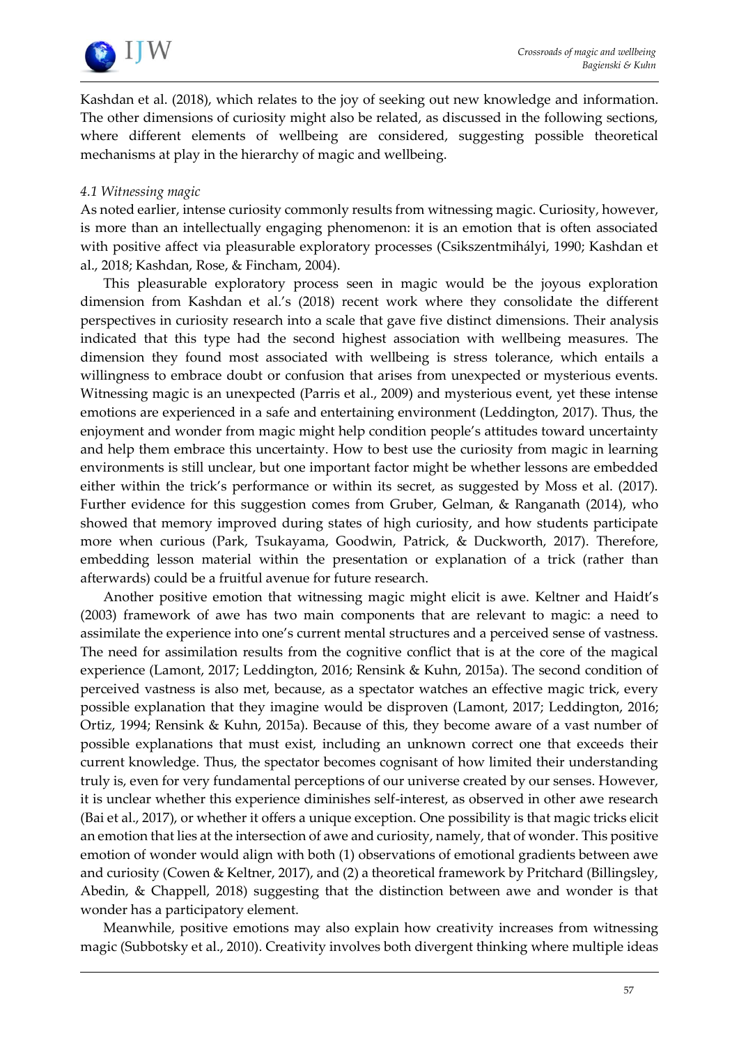Kashdan et al. (2018), which relates to the joy of seeking out new knowledge and information. The other dimensions of curiosity might also be related, as discussed in the following sections, where different elements of wellbeing are considered, suggesting possible theoretical mechanisms at play in the hierarchy of magic and wellbeing.

### *4.1 Witnessing magic*

As noted earlier, intense curiosity commonly results from witnessing magic. Curiosity, however, is more than an intellectually engaging phenomenon: it is an emotion that is often associated with positive affect via pleasurable exploratory processes (Csikszentmihályi, 1990; Kashdan et al., 2018; Kashdan, Rose, & Fincham, 2004).

This pleasurable exploratory process seen in magic would be the joyous exploration dimension from Kashdan et al.'s (2018) recent work where they consolidate the different perspectives in curiosity research into a scale that gave five distinct dimensions. Their analysis indicated that this type had the second highest association with wellbeing measures. The dimension they found most associated with wellbeing is stress tolerance, which entails a willingness to embrace doubt or confusion that arises from unexpected or mysterious events. Witnessing magic is an unexpected (Parris et al., 2009) and mysterious event, yet these intense emotions are experienced in a safe and entertaining environment (Leddington, 2017). Thus, the enjoyment and wonder from magic might help condition people's attitudes toward uncertainty and help them embrace this uncertainty. How to best use the curiosity from magic in learning environments is still unclear, but one important factor might be whether lessons are embedded either within the trick's performance or within its secret, as suggested by Moss et al. (2017). Further evidence for this suggestion comes from Gruber, Gelman, & Ranganath (2014), who showed that memory improved during states of high curiosity, and how students participate more when curious (Park, Tsukayama, Goodwin, Patrick, & Duckworth, 2017). Therefore, embedding lesson material within the presentation or explanation of a trick (rather than afterwards) could be a fruitful avenue for future research.

Another positive emotion that witnessing magic might elicit is awe. Keltner and Haidt's (2003) framework of awe has two main components that are relevant to magic: a need to assimilate the experience into one's current mental structures and a perceived sense of vastness. The need for assimilation results from the cognitive conflict that is at the core of the magical experience (Lamont, 2017; Leddington, 2016; Rensink & Kuhn, 2015a). The second condition of perceived vastness is also met, because, as a spectator watches an effective magic trick, every possible explanation that they imagine would be disproven (Lamont, 2017; Leddington, 2016; Ortiz, 1994; Rensink & Kuhn, 2015a). Because of this, they become aware of a vast number of possible explanations that must exist, including an unknown correct one that exceeds their current knowledge. Thus, the spectator becomes cognisant of how limited their understanding truly is, even for very fundamental perceptions of our universe created by our senses. However, it is unclear whether this experience diminishes self-interest, as observed in other awe research (Bai et al., 2017), or whether it offers a unique exception. One possibility is that magic tricks elicit an emotion that lies at the intersection of awe and curiosity, namely, that of wonder. This positive emotion of wonder would align with both (1) observations of emotional gradients between awe and curiosity (Cowen & Keltner, 2017), and (2) a theoretical framework by Pritchard (Billingsley, Abedin, & Chappell, 2018) suggesting that the distinction between awe and wonder is that wonder has a participatory element.

Meanwhile, positive emotions may also explain how creativity increases from witnessing magic (Subbotsky et al., 2010). Creativity involves both divergent thinking where multiple ideas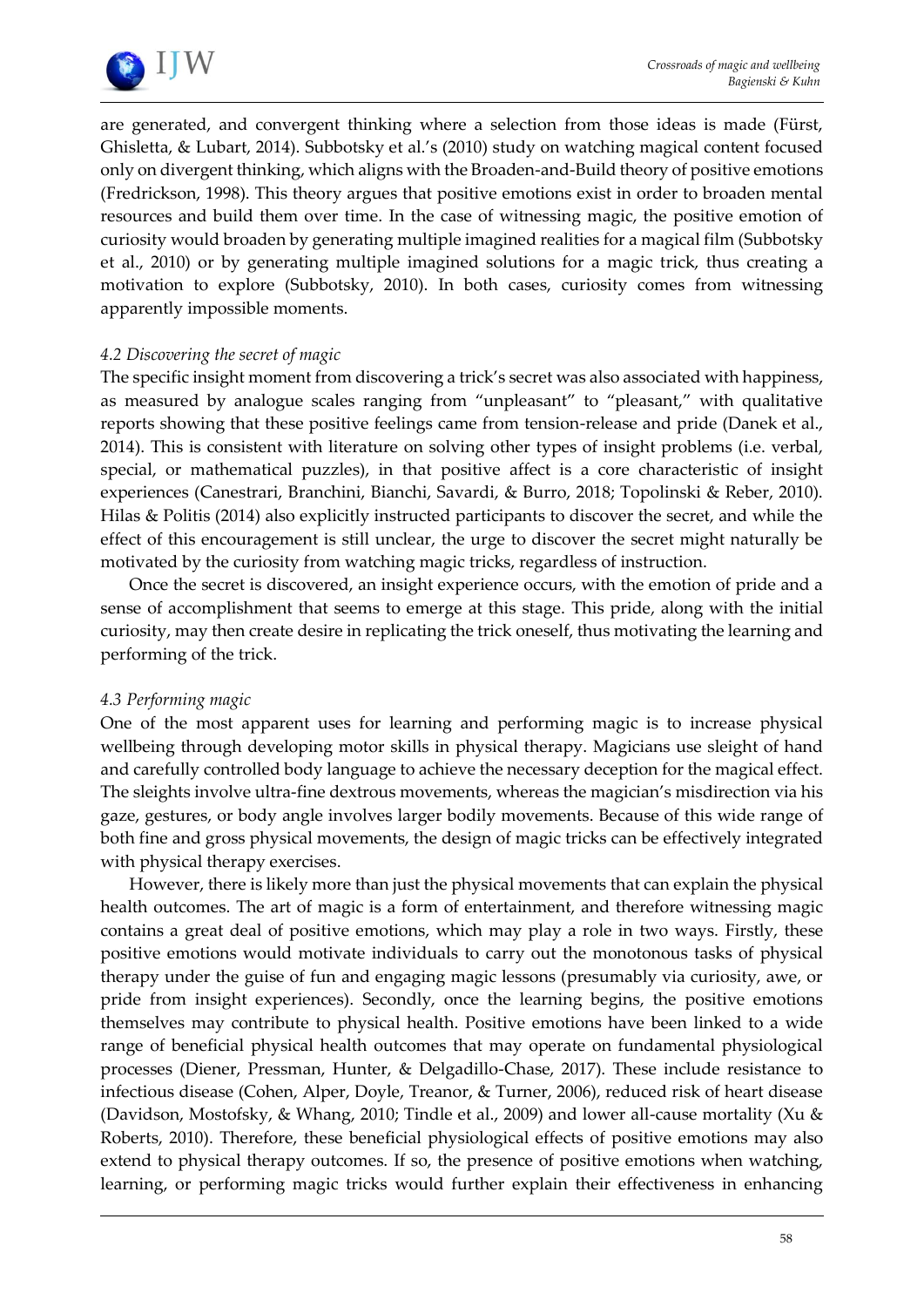are generated, and convergent thinking where a selection from those ideas is made (Fürst, Ghisletta, & Lubart, 2014). Subbotsky et al.'s (2010) study on watching magical content focused only on divergent thinking, which aligns with the Broaden-and-Build theory of positive emotions (Fredrickson, 1998). This theory argues that positive emotions exist in order to broaden mental resources and build them over time. In the case of witnessing magic, the positive emotion of curiosity would broaden by generating multiple imagined realities for a magical film (Subbotsky et al., 2010) or by generating multiple imagined solutions for a magic trick, thus creating a motivation to explore (Subbotsky, 2010). In both cases, curiosity comes from witnessing apparently impossible moments.

### *4.2 Discovering the secret of magic*

The specific insight moment from discovering a trick's secret was also associated with happiness, as measured by analogue scales ranging from "unpleasant" to "pleasant," with qualitative reports showing that these positive feelings came from tension-release and pride (Danek et al., 2014). This is consistent with literature on solving other types of insight problems (i.e. verbal, special, or mathematical puzzles), in that positive affect is a core characteristic of insight experiences (Canestrari, Branchini, Bianchi, Savardi, & Burro, 2018; Topolinski & Reber, 2010). Hilas & Politis (2014) also explicitly instructed participants to discover the secret, and while the effect of this encouragement is still unclear, the urge to discover the secret might naturally be motivated by the curiosity from watching magic tricks, regardless of instruction.

Once the secret is discovered, an insight experience occurs, with the emotion of pride and a sense of accomplishment that seems to emerge at this stage. This pride, along with the initial curiosity, may then create desire in replicating the trick oneself, thus motivating the learning and performing of the trick.

### *4.3 Performing magic*

One of the most apparent uses for learning and performing magic is to increase physical wellbeing through developing motor skills in physical therapy. Magicians use sleight of hand and carefully controlled body language to achieve the necessary deception for the magical effect. The sleights involve ultra-fine dextrous movements, whereas the magician's misdirection via his gaze, gestures, or body angle involves larger bodily movements. Because of this wide range of both fine and gross physical movements, the design of magic tricks can be effectively integrated with physical therapy exercises.

However, there is likely more than just the physical movements that can explain the physical health outcomes. The art of magic is a form of entertainment, and therefore witnessing magic contains a great deal of positive emotions, which may play a role in two ways. Firstly, these positive emotions would motivate individuals to carry out the monotonous tasks of physical therapy under the guise of fun and engaging magic lessons (presumably via curiosity, awe, or pride from insight experiences). Secondly, once the learning begins, the positive emotions themselves may contribute to physical health. Positive emotions have been linked to a wide range of beneficial physical health outcomes that may operate on fundamental physiological processes (Diener, Pressman, Hunter, & Delgadillo-Chase, 2017). These include resistance to infectious disease (Cohen, Alper, Doyle, Treanor, & Turner, 2006), reduced risk of heart disease (Davidson, Mostofsky, & Whang, 2010; Tindle et al., 2009) and lower all-cause mortality (Xu & Roberts, 2010). Therefore, these beneficial physiological effects of positive emotions may also extend to physical therapy outcomes. If so, the presence of positive emotions when watching, learning, or performing magic tricks would further explain their effectiveness in enhancing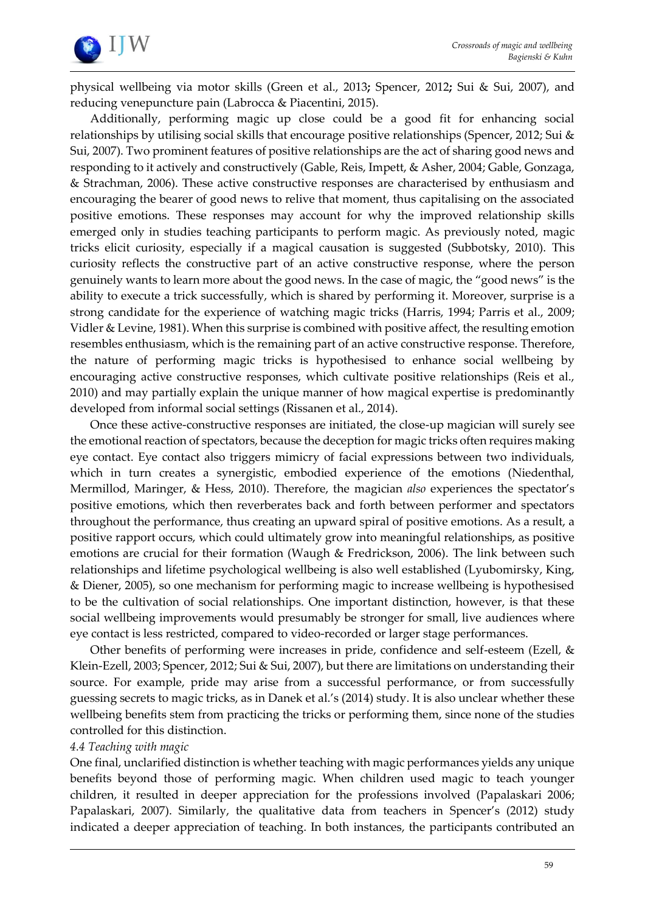physical wellbeing via motor skills (Green et al., 2013**;** Spencer, 2012**;** Sui & Sui, 2007), and reducing venepuncture pain (Labrocca & Piacentini, 2015).

Additionally, performing magic up close could be a good fit for enhancing social relationships by utilising social skills that encourage positive relationships (Spencer, 2012; Sui & Sui, 2007). Two prominent features of positive relationships are the act of sharing good news and responding to it actively and constructively (Gable, Reis, Impett, & Asher, 2004; Gable, Gonzaga, & Strachman, 2006). These active constructive responses are characterised by enthusiasm and encouraging the bearer of good news to relive that moment, thus capitalising on the associated positive emotions. These responses may account for why the improved relationship skills emerged only in studies teaching participants to perform magic. As previously noted, magic tricks elicit curiosity, especially if a magical causation is suggested (Subbotsky, 2010). This curiosity reflects the constructive part of an active constructive response, where the person genuinely wants to learn more about the good news. In the case of magic, the "good news" is the ability to execute a trick successfully, which is shared by performing it. Moreover, surprise is a strong candidate for the experience of watching magic tricks (Harris, 1994; Parris et al., 2009; Vidler & Levine, 1981). When this surprise is combined with positive affect, the resulting emotion resembles enthusiasm, which is the remaining part of an active constructive response. Therefore, the nature of performing magic tricks is hypothesised to enhance social wellbeing by encouraging active constructive responses, which cultivate positive relationships (Reis et al., 2010) and may partially explain the unique manner of how magical expertise is predominantly developed from informal social settings (Rissanen et al., 2014).

Once these active-constructive responses are initiated, the close-up magician will surely see the emotional reaction of spectators, because the deception for magic tricks often requires making eye contact. Eye contact also triggers mimicry of facial expressions between two individuals, which in turn creates a synergistic, embodied experience of the emotions (Niedenthal, Mermillod, Maringer, & Hess, 2010). Therefore, the magician *also* experiences the spectator's positive emotions, which then reverberates back and forth between performer and spectators throughout the performance, thus creating an upward spiral of positive emotions. As a result, a positive rapport occurs, which could ultimately grow into meaningful relationships, as positive emotions are crucial for their formation (Waugh & Fredrickson, 2006). The link between such relationships and lifetime psychological wellbeing is also well established (Lyubomirsky, King, & Diener, 2005), so one mechanism for performing magic to increase wellbeing is hypothesised to be the cultivation of social relationships. One important distinction, however, is that these social wellbeing improvements would presumably be stronger for small, live audiences where eye contact is less restricted, compared to video-recorded or larger stage performances.

Other benefits of performing were increases in pride, confidence and self-esteem (Ezell, & Klein-Ezell, 2003; Spencer, 2012; Sui & Sui, 2007), but there are limitations on understanding their source. For example, pride may arise from a successful performance, or from successfully guessing secrets to magic tricks, as in Danek et al.'s (2014) study. It is also unclear whether these wellbeing benefits stem from practicing the tricks or performing them, since none of the studies controlled for this distinction.

*4.4 Teaching with magic*

One final, unclarified distinction is whether teaching with magic performances yields any unique benefits beyond those of performing magic. When children used magic to teach younger children, it resulted in deeper appreciation for the professions involved (Papalaskari 2006; Papalaskari, 2007). Similarly, the qualitative data from teachers in Spencer's (2012) study indicated a deeper appreciation of teaching. In both instances, the participants contributed an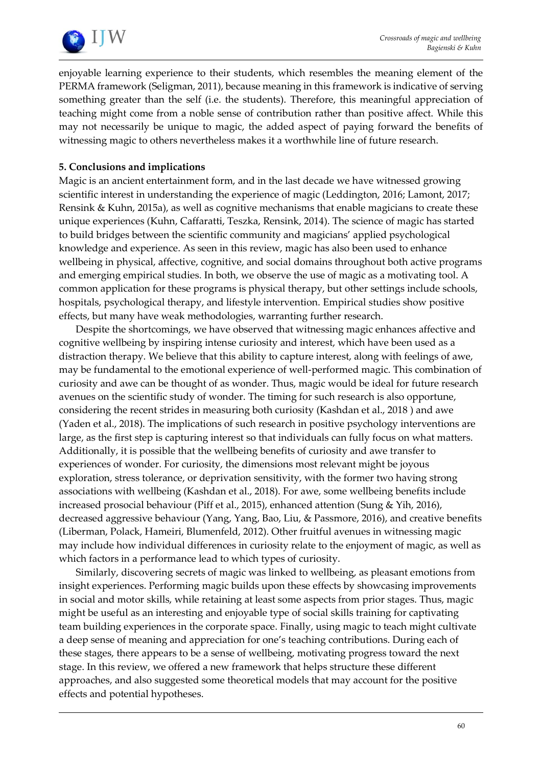enjoyable learning experience to their students, which resembles the meaning element of the PERMA framework (Seligman, 2011), because meaning in this framework is indicative of serving something greater than the self (i.e. the students). Therefore, this meaningful appreciation of teaching might come from a noble sense of contribution rather than positive affect. While this may not necessarily be unique to magic, the added aspect of paying forward the benefits of witnessing magic to others nevertheless makes it a worthwhile line of future research.

**5. Conclusions and implications**

Magic is an ancient entertainment form, and in the last decade we have witnessed growing scientific interest in understanding the experience of magic (Leddington, 2016; Lamont, 2017; Rensink & Kuhn, 2015a), as well as cognitive mechanisms that enable magicians to create these unique experiences (Kuhn, Caffaratti, Teszka, Rensink, 2014). The science of magic has started to build bridges between the scientific community and magicians' applied psychological knowledge and experience. As seen in this review, magic has also been used to enhance wellbeing in physical, affective, cognitive, and social domains throughout both active programs and emerging empirical studies. In both, we observe the use of magic as a motivating tool. A common application for these programs is physical therapy, but other settings include schools, hospitals, psychological therapy, and lifestyle intervention. Empirical studies show positive effects, but many have weak methodologies, warranting further research.

Despite the shortcomings, we have observed that witnessing magic enhances affective and cognitive wellbeing by inspiring intense curiosity and interest, which have been used as a distraction therapy. We believe that this ability to capture interest, along with feelings of awe, may be fundamental to the emotional experience of well-performed magic. This combination of curiosity and awe can be thought of as wonder. Thus, magic would be ideal for future research avenues on the scientific study of wonder. The timing for such research is also opportune, considering the recent strides in measuring both curiosity (Kashdan et al., 2018 ) and awe (Yaden et al., 2018). The implications of such research in positive psychology interventions are large, as the first step is capturing interest so that individuals can fully focus on what matters. Additionally, it is possible that the wellbeing benefits of curiosity and awe transfer to experiences of wonder. For curiosity, the dimensions most relevant might be joyous exploration, stress tolerance, or deprivation sensitivity, with the former two having strong associations with wellbeing (Kashdan et al., 2018). For awe, some wellbeing benefits include increased prosocial behaviour (Piff et al., 2015), enhanced attention (Sung & Yih, 2016), decreased aggressive behaviour (Yang, Yang, Bao, Liu, & Passmore, 2016), and creative benefits (Liberman, Polack, Hameiri, Blumenfeld, 2012). Other fruitful avenues in witnessing magic may include how individual differences in curiosity relate to the enjoyment of magic, as well as which factors in a performance lead to which types of curiosity.

Similarly, discovering secrets of magic was linked to wellbeing, as pleasant emotions from insight experiences. Performing magic builds upon these effects by showcasing improvements in social and motor skills, while retaining at least some aspects from prior stages. Thus, magic might be useful as an interesting and enjoyable type of social skills training for captivating team building experiences in the corporate space. Finally, using magic to teach might cultivate a deep sense of meaning and appreciation for one's teaching contributions. During each of these stages, there appears to be a sense of wellbeing, motivating progress toward the next stage. In this review, we offered a new framework that helps structure these different approaches, and also suggested some theoretical models that may account for the positive effects and potential hypotheses.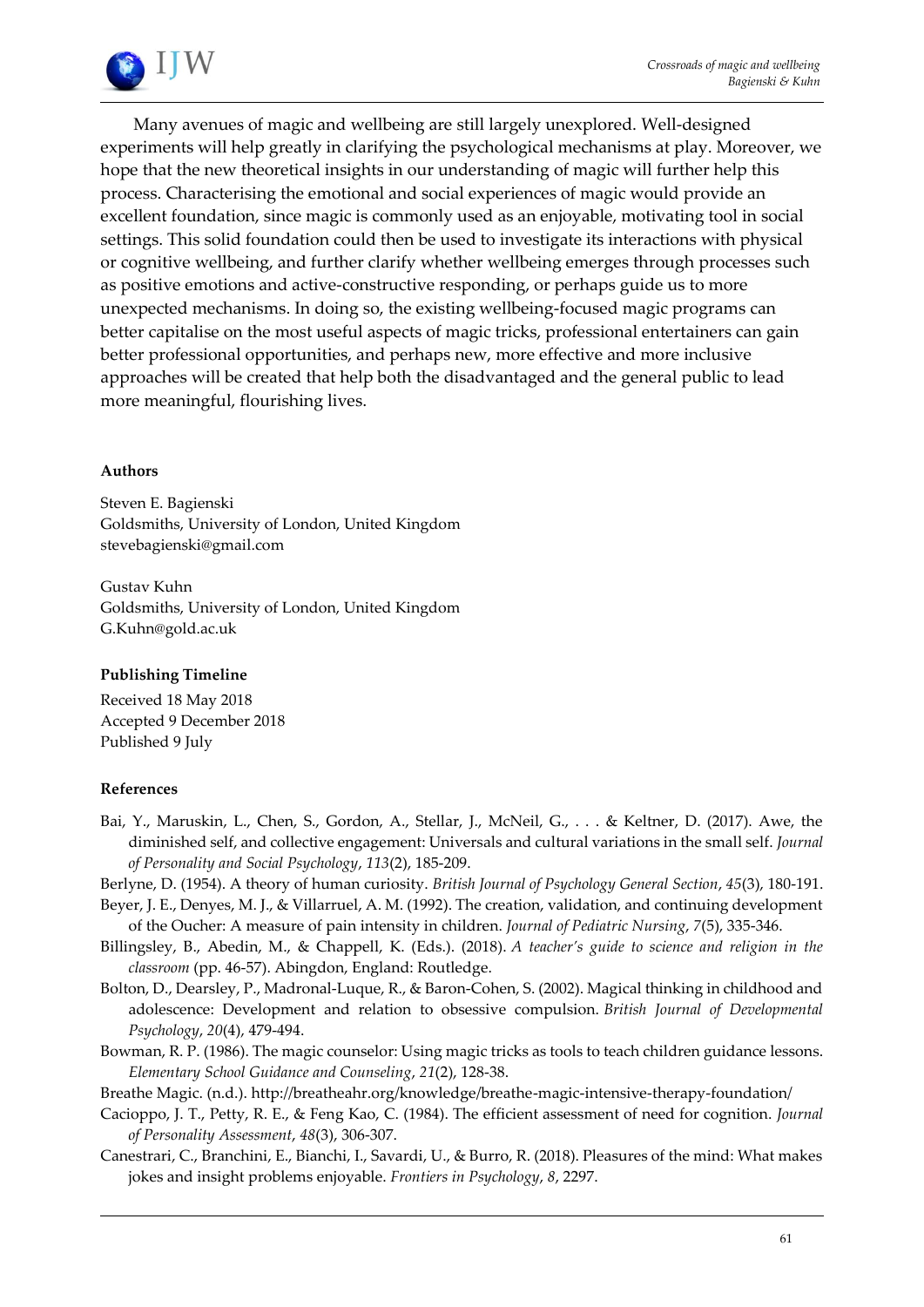Many avenues of magic and wellbeing are still largely unexplored. Well-designed experiments will help greatly in clarifying the psychological mechanisms at play. Moreover, we hope that the new theoretical insights in our understanding of magic will further help this process. Characterising the emotional and social experiences of magic would provide an excellent foundation, since magic is commonly used as an enjoyable, motivating tool in social settings. This solid foundation could then be used to investigate its interactions with physical or cognitive wellbeing, and further clarify whether wellbeing emerges through processes such as positive emotions and active-constructive responding, or perhaps guide us to more unexpected mechanisms. In doing so, the existing wellbeing-focused magic programs can better capitalise on the most useful aspects of magic tricks, professional entertainers can gain better professional opportunities, and perhaps new, more effective and more inclusive approaches will be created that help both the disadvantaged and the general public to lead more meaningful, flourishing lives.

**Authors**

Steven E. Bagienski
Goldsmiths, University of London, United Kingdom
stevebagienski@gmail.com

Gustav Kuhn
Goldsmiths, University of London, United Kingdom
G.Kuhn@gold.ac.uk

**Publishing Timeline**

Received 18 May 2018
Accepted 9 December 2018
Published 9 July

**References**

Bai, Y., Maruskin, L., Chen, S., Gordon, A., Stellar, J., McNeil, G., . . . & Keltner, D. (2017). Awe, the diminished self, and collective engagement: Universals and cultural variations in the small self. *Journal of Personality and Social Psychology*, *113*(2), 185-209.

Berlyne, D. (1954). A theory of human curiosity. *British Journal of Psychology General Section*, *45*(3), 180-191.

Beyer, J. E., Denyes, M. J., & Villarruel, A. M. (1992). The creation, validation, and continuing development of the Oucher: A measure of pain intensity in children. *Journal of Pediatric Nursing*, *7*(5), 335-346.

Billingsley, B., Abedin, M., & Chappell, K. (Eds.). (2018). *A teacher's guide to science and religion in the classroom* (pp. 46-57). Abingdon, England: Routledge.

Bolton, D., Dearsley, P., Madronal-Luque, R., & Baron-Cohen, S. (2002). Magical thinking in childhood and adolescence: Development and relation to obsessive compulsion. *British Journal of Developmental Psychology*, *20*(4), 479-494.

Bowman, R. P. (1986). The magic counselor: Using magic tricks as tools to teach children guidance lessons. *Elementary School Guidance and Counseling*, *21*(2), 128-38.

Breathe Magic. (n.d.). http://breatheahr.org/knowledge/breathe-magic-intensive-therapy-foundation/

Cacioppo, J. T., Petty, R. E., & Feng Kao, C. (1984). The efficient assessment of need for cognition. *Journal of Personality Assessment*, *48*(3), 306-307.

Canestrari, C., Branchini, E., Bianchi, I., Savardi, U., & Burro, R. (2018). Pleasures of the mind: What makes jokes and insight problems enjoyable. *Frontiers in Psychology*, *8*, 2297.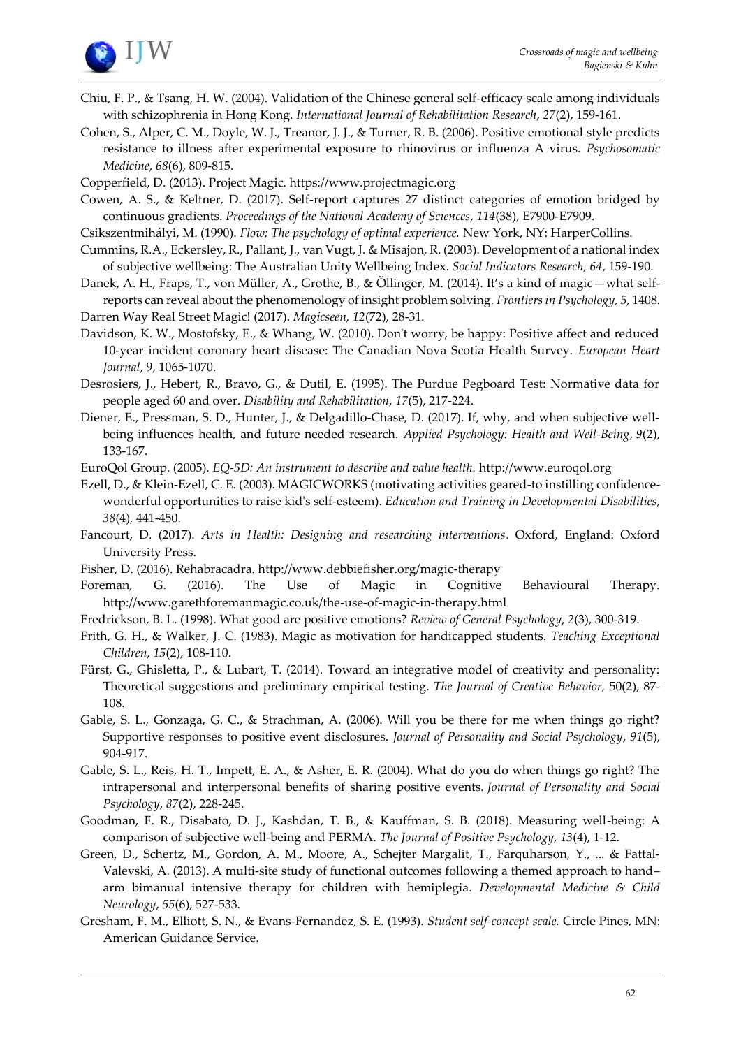Chiu, F. P., & Tsang, H. W. (2004). Validation of the Chinese general self-efficacy scale among individuals with schizophrenia in Hong Kong. *International Journal of Rehabilitation Research*, *27*(2), 159-161.

Cohen, S., Alper, C. M., Doyle, W. J., Treanor, J. J., & Turner, R. B. (2006). Positive emotional style predicts resistance to illness after experimental exposure to rhinovirus or influenza A virus. *Psychosomatic Medicine*, *68*(6), 809-815.

Copperfield, D. (2013). Project Magic. https://www.projectmagic.org

Cowen, A. S., & Keltner, D. (2017). Self-report captures 27 distinct categories of emotion bridged by continuous gradients. *Proceedings of the National Academy of Sciences*, *114*(38), E7900-E7909.

Csikszentmihályi, M. (1990). *Flow: The psychology of optimal experience.* New York, NY: HarperCollins.

Cummins, R.A., Eckersley, R., Pallant, J., van Vugt, J. & Misajon, R. (2003). Development of a national index of subjective wellbeing: The Australian Unity Wellbeing Index. *Social Indicators Research, 64*, 159-190.

Danek, A. H., Fraps, T., von Müller, A., Grothe, B., & Öllinger, M. (2014). It's a kind of magic—what self-reports can reveal about the phenomenology of insight problem solving. *Frontiers in Psychology, 5*, 1408.

Darren Way Real Street Magic! (2017). *Magicseen, 12*(72), 28-31.

Davidson, K. W., Mostofsky, E., & Whang, W. (2010). Don't worry, be happy: Positive affect and reduced 10-year incident coronary heart disease: The Canadian Nova Scotia Health Survey. *European Heart Journal*, 9, 1065-1070.

Desrosiers, J., Hebert, R., Bravo, G., & Dutil, E. (1995). The Purdue Pegboard Test: Normative data for people aged 60 and over. *Disability and Rehabilitation*, *17*(5), 217-224.

Diener, E., Pressman, S. D., Hunter, J., & Delgadillo-Chase, D. (2017). If, why, and when subjective well-being influences health, and future needed research. *Applied Psychology: Health and Well-Being*, *9*(2), 133-167.

EuroQol Group. (2005). *EQ-5D: An instrument to describe and value health.* http://www.euroqol.org

Ezell, D., & Klein-Ezell, C. E. (2003). MAGICWORKS (motivating activities geared-to instilling confidence-wonderful opportunities to raise kid's self-esteem). *Education and Training in Developmental Disabilities, 38*(4), 441-450.

Fancourt, D. (2017). *Arts in Health: Designing and researching interventions*. Oxford, England: Oxford University Press.

Fisher, D. (2016). Rehabracadra. http://www.debbiefisher.org/magic-therapy

Foreman, G. (2016). The Use of Magic in Cognitive Behavioural Therapy. http://www.garethforemanmagic.co.uk/the-use-of-magic-in-therapy.html

Fredrickson, B. L. (1998). What good are positive emotions? *Review of General Psychology*, *2*(3), 300-319.

Frith, G. H., & Walker, J. C. (1983). Magic as motivation for handicapped students. *Teaching Exceptional Children*, *15*(2), 108-110.

Fürst, G., Ghisletta, P., & Lubart, T. (2014). Toward an integrative model of creativity and personality: Theoretical suggestions and preliminary empirical testing. *The Journal of Creative Behavior,* 50(2), 87-108.

Gable, S. L., Gonzaga, G. C., & Strachman, A. (2006). Will you be there for me when things go right? Supportive responses to positive event disclosures. *Journal of Personality and Social Psychology*, *91*(5), 904-917.

Gable, S. L., Reis, H. T., Impett, E. A., & Asher, E. R. (2004). What do you do when things go right? The intrapersonal and interpersonal benefits of sharing positive events. *Journal of Personality and Social Psychology*, *87*(2), 228-245.

Goodman, F. R., Disabato, D. J., Kashdan, T. B., & Kauffman, S. B. (2018). Measuring well-being: A comparison of subjective well-being and PERMA. *The Journal of Positive Psychology, 13*(4), 1-12.

Green, D., Schertz, M., Gordon, A. M., Moore, A., Schejter Margalit, T., Farquharson, Y., ... & Fattal-Valevski, A. (2013). A multi-site study of functional outcomes following a themed approach to hand–arm bimanual intensive therapy for children with hemiplegia. *Developmental Medicine & Child Neurology*, *55*(6), 527-533.

Gresham, F. M., Elliott, S. N., & Evans-Fernandez, S. E. (1993). *Student self-concept scale.* Circle Pines, MN: American Guidance Service.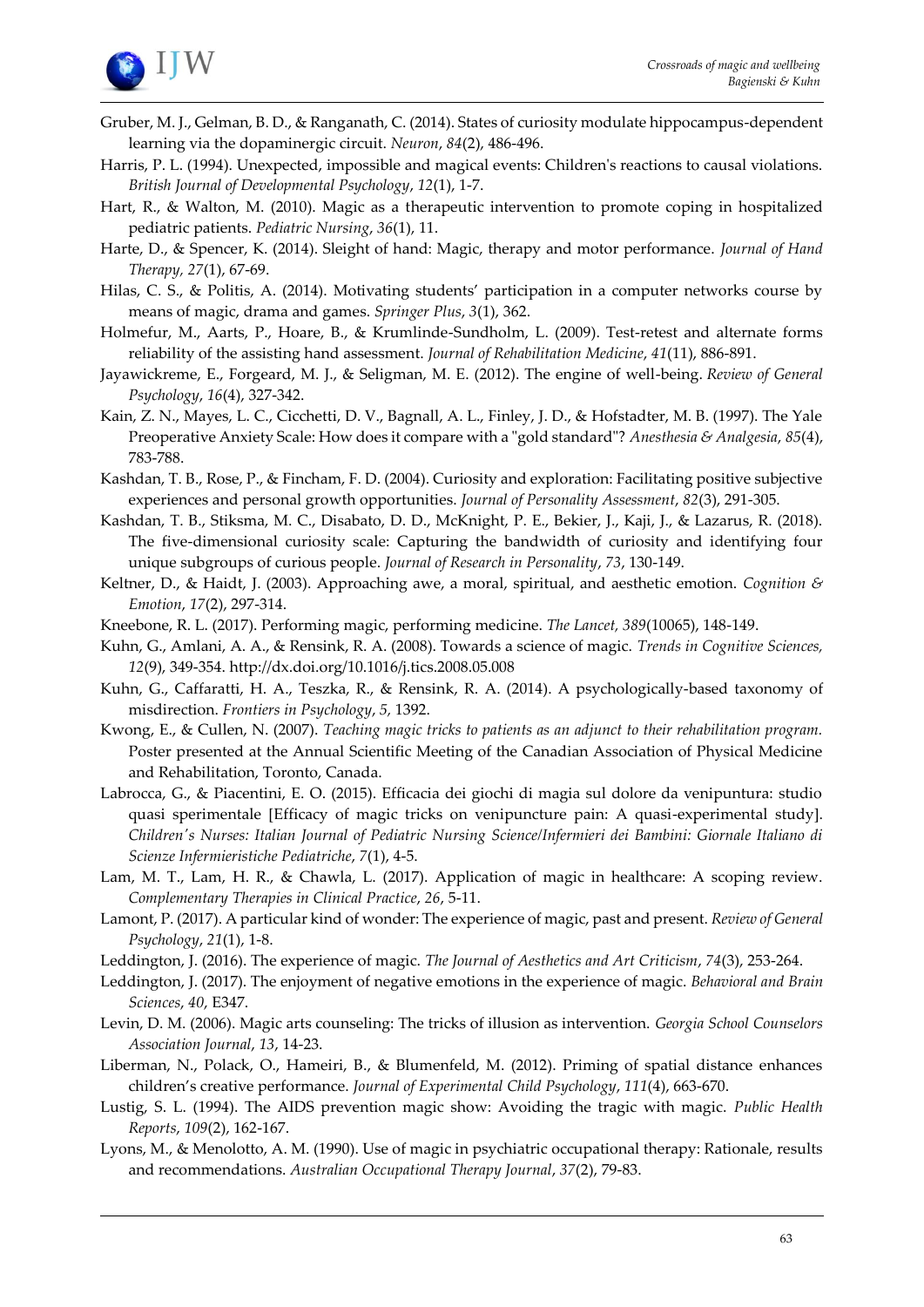Gruber, M. J., Gelman, B. D., & Ranganath, C. (2014). States of curiosity modulate hippocampus-dependent learning via the dopaminergic circuit. *Neuron*, *84*(2), 486-496.

Harris, P. L. (1994). Unexpected, impossible and magical events: Children's reactions to causal violations. *British Journal of Developmental Psychology*, *12*(1), 1-7.

Hart, R., & Walton, M. (2010). Magic as a therapeutic intervention to promote coping in hospitalized pediatric patients. *Pediatric Nursing*, *36*(1), 11.

Harte, D., & Spencer, K. (2014). Sleight of hand: Magic, therapy and motor performance. *Journal of Hand Therapy*, *27*(1), 67-69.

Hilas, C. S., & Politis, A. (2014). Motivating students' participation in a computer networks course by means of magic, drama and games. *Springer Plus*, *3*(1), 362.

Holmefur, M., Aarts, P., Hoare, B., & Krumlinde-Sundholm, L. (2009). Test-retest and alternate forms reliability of the assisting hand assessment. *Journal of Rehabilitation Medicine*, *41*(11), 886-891.

Jayawickreme, E., Forgeard, M. J., & Seligman, M. E. (2012). The engine of well-being. *Review of General Psychology*, *16*(4), 327-342.

Kain, Z. N., Mayes, L. C., Cicchetti, D. V., Bagnall, A. L., Finley, J. D., & Hofstadter, M. B. (1997). The Yale Preoperative Anxiety Scale: How does it compare with a "gold standard"? *Anesthesia & Analgesia*, *85*(4), 783-788.

Kashdan, T. B., Rose, P., & Fincham, F. D. (2004). Curiosity and exploration: Facilitating positive subjective experiences and personal growth opportunities. *Journal of Personality Assessment*, *82*(3), 291-305.

Kashdan, T. B., Stiksma, M. C., Disabato, D. D., McKnight, P. E., Bekier, J., Kaji, J., & Lazarus, R. (2018). The five-dimensional curiosity scale: Capturing the bandwidth of curiosity and identifying four unique subgroups of curious people. *Journal of Research in Personality*, *73*, 130-149.

Keltner, D., & Haidt, J. (2003). Approaching awe, a moral, spiritual, and aesthetic emotion. *Cognition & Emotion*, *17*(2), 297-314.

Kneebone, R. L. (2017). Performing magic, performing medicine. *The Lancet, 389*(10065), 148-149.

Kuhn, G., Amlani, A. A., & Rensink, R. A. (2008). Towards a science of magic. *Trends in Cognitive Sciences, 12*(9), 349-354. http://dx.doi.org/10.1016/j.tics.2008.05.008

Kuhn, G., Caffaratti, H. A., Teszka, R., & Rensink, R. A. (2014). A psychologically-based taxonomy of misdirection. *Frontiers in Psychology*, *5,* 1392.

Kwong, E., & Cullen, N. (2007). *Teaching magic tricks to patients as an adjunct to their rehabilitation program.* Poster presented at the Annual Scientific Meeting of the Canadian Association of Physical Medicine and Rehabilitation, Toronto, Canada.

Labrocca, G., & Piacentini, E. O. (2015). Efficacia dei giochi di magia sul dolore da venipuntura: studio quasi sperimentale [Efficacy of magic tricks on venipuncture pain: A quasi-experimental study]. *Children's Nurses: Italian Journal of Pediatric Nursing Science/Infermieri dei Bambini: Giornale Italiano di Scienze Infermieristiche Pediatriche*, *7*(1), 4-5.

Lam, M. T., Lam, H. R., & Chawla, L. (2017). Application of magic in healthcare: A scoping review. *Complementary Therapies in Clinical Practice*, *26*, 5-11.

Lamont, P. (2017). A particular kind of wonder: The experience of magic, past and present. *Review of General Psychology*, *21*(1), 1-8.

Leddington, J. (2016). The experience of magic. *The Journal of Aesthetics and Art Criticism*, *74*(3), 253-264.

Leddington, J. (2017). The enjoyment of negative emotions in the experience of magic. *Behavioral and Brain Sciences*, *40*, E347.

Levin, D. M. (2006). Magic arts counseling: The tricks of illusion as intervention. *Georgia School Counselors Association Journal*, *13*, 14-23.

Liberman, N., Polack, O., Hameiri, B., & Blumenfeld, M. (2012). Priming of spatial distance enhances children's creative performance. *Journal of Experimental Child Psychology*, *111*(4), 663-670.

Lustig, S. L. (1994). The AIDS prevention magic show: Avoiding the tragic with magic. *Public Health Reports*, *109*(2), 162-167.

Lyons, M., & Menolotto, A. M. (1990). Use of magic in psychiatric occupational therapy: Rationale, results and recommendations. *Australian Occupational Therapy Journal*, *37*(2), 79-83.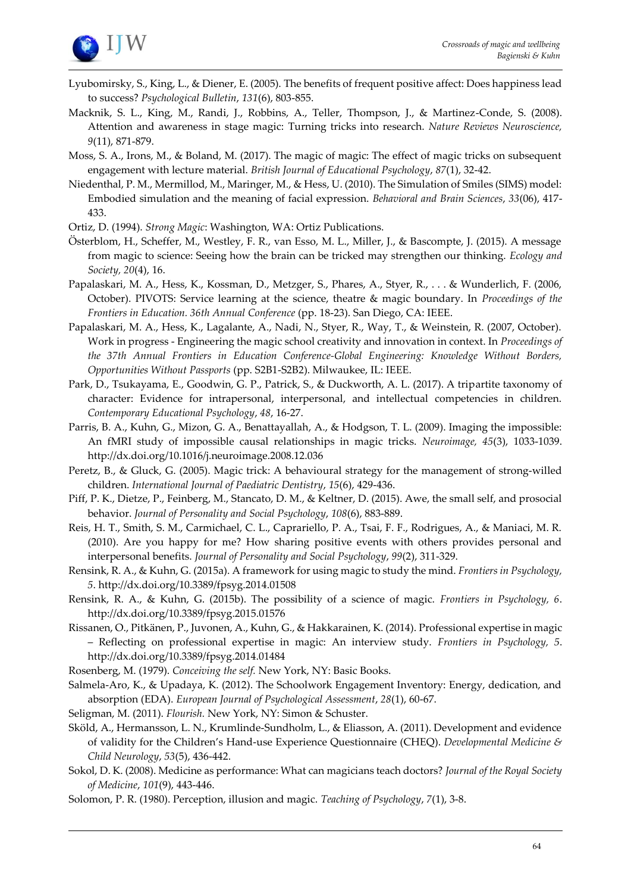Lyubomirsky, S., King, L., & Diener, E. (2005). The benefits of frequent positive affect: Does happiness lead to success? *Psychological Bulletin*, *131*(6), 803-855.

Macknik, S. L., King, M., Randi, J., Robbins, A., Teller, Thompson, J., & Martinez-Conde, S. (2008). Attention and awareness in stage magic: Turning tricks into research. *Nature Reviews Neuroscience, 9*(11), 871-879.

Moss, S. A., Irons, M., & Boland, M. (2017). The magic of magic: The effect of magic tricks on subsequent engagement with lecture material. *British Journal of Educational Psychology*, *87*(1), 32-42.

Niedenthal, P. M., Mermillod, M., Maringer, M., & Hess, U. (2010). The Simulation of Smiles (SIMS) model: Embodied simulation and the meaning of facial expression. *Behavioral and Brain Sciences*, *33*(06), 417-433.

Ortiz, D. (1994). *Strong Magic*: Washington, WA: Ortiz Publications.

Österblom, H., Scheffer, M., Westley, F. R., van Esso, M. L., Miller, J., & Bascompte, J. (2015). A message from magic to science: Seeing how the brain can be tricked may strengthen our thinking. *Ecology and Society, 20*(4), 16.

Papalaskari, M. A., Hess, K., Kossman, D., Metzger, S., Phares, A., Styer, R., . . . & Wunderlich, F. (2006, October). PIVOTS: Service learning at the science, theatre & magic boundary. In *Proceedings of the Frontiers in Education. 36th Annual Conference* (pp. 18-23). San Diego, CA: IEEE.

Papalaskari, M. A., Hess, K., Lagalante, A., Nadi, N., Styer, R., Way, T., & Weinstein, R. (2007, October). Work in progress - Engineering the magic school creativity and innovation in context. In *Proceedings of the 37th Annual Frontiers in Education Conference-Global Engineering: Knowledge Without Borders, Opportunities Without Passports* (pp. S2B1-S2B2). Milwaukee, IL: IEEE.

Park, D., Tsukayama, E., Goodwin, G. P., Patrick, S., & Duckworth, A. L. (2017). A tripartite taxonomy of character: Evidence for intrapersonal, interpersonal, and intellectual competencies in children. *Contemporary Educational Psychology*, *48*, 16-27.

Parris, B. A., Kuhn, G., Mizon, G. A., Benattayallah, A., & Hodgson, T. L. (2009). Imaging the impossible: An fMRI study of impossible causal relationships in magic tricks. *Neuroimage, 45*(3), 1033-1039. http://dx.doi.org/10.1016/j.neuroimage.2008.12.036

Peretz, B., & Gluck, G. (2005). Magic trick: A behavioural strategy for the management of strong-willed children. *International Journal of Paediatric Dentistry*, *15*(6), 429-436.

Piff, P. K., Dietze, P., Feinberg, M., Stancato, D. M., & Keltner, D. (2015). Awe, the small self, and prosocial behavior. *Journal of Personality and Social Psychology*, *108*(6), 883-889.

Reis, H. T., Smith, S. M., Carmichael, C. L., Caprariello, P. A., Tsai, F. F., Rodrigues, A., & Maniaci, M. R. (2010). Are you happy for me? How sharing positive events with others provides personal and interpersonal benefits. *Journal of Personality and Social Psychology*, *99*(2), 311-329.

Rensink, R. A., & Kuhn, G. (2015a). A framework for using magic to study the mind. *Frontiers in Psychology, 5*. http://dx.doi.org/10.3389/fpsyg.2014.01508

Rensink, R. A., & Kuhn, G. (2015b). The possibility of a science of magic. *Frontiers in Psychology, 6*. http://dx.doi.org/10.3389/fpsyg.2015.01576

Rissanen, O., Pitkänen, P., Juvonen, A., Kuhn, G., & Hakkarainen, K. (2014). Professional expertise in magic – Reflecting on professional expertise in magic: An interview study. *Frontiers in Psychology, 5*. http://dx.doi.org/10.3389/fpsyg.2014.01484

Rosenberg, M. (1979). *Conceiving the self.* New York, NY: Basic Books.

Salmela-Aro, K., & Upadaya, K. (2012). The Schoolwork Engagement Inventory: Energy, dedication, and absorption (EDA). *European Journal of Psychological Assessment*, *28*(1), 60-67.

Seligman, M. (2011). *Flourish.* New York, NY: Simon & Schuster.

Sköld, A., Hermansson, L. N., Krumlinde-Sundholm, L., & Eliasson, A. (2011). Development and evidence of validity for the Children's Hand-use Experience Questionnaire (CHEQ). *Developmental Medicine & Child Neurology*, *53*(5), 436-442.

Sokol, D. K. (2008). Medicine as performance: What can magicians teach doctors? *Journal of the Royal Society of Medicine*, *101*(9), 443-446.

Solomon, P. R. (1980). Perception, illusion and magic. *Teaching of Psychology*, *7*(1), 3-8.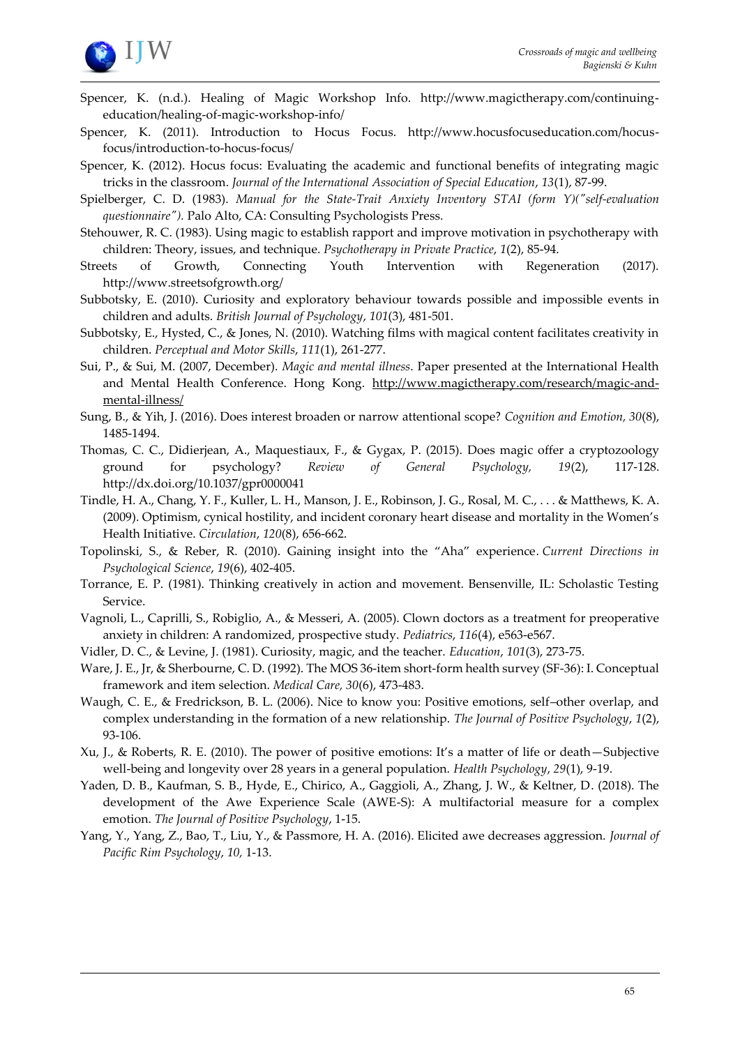Spencer, K. (n.d.). Healing of Magic Workshop Info. http://www.magictherapy.com/continuing-education/healing-of-magic-workshop-info/

Spencer, K. (2011). Introduction to Hocus Focus. http://www.hocusfocuseducation.com/hocus-focus/introduction-to-hocus-focus/

Spencer, K. (2012). Hocus focus: Evaluating the academic and functional benefits of integrating magic tricks in the classroom. *Journal of the International Association of Special Education*, *13*(1), 87-99.

Spielberger, C. D. (1983). *Manual for the State-Trait Anxiety Inventory STAI (form Y)("self-evaluation questionnaire").* Palo Alto, CA: Consulting Psychologists Press.

Stehouwer, R. C. (1983). Using magic to establish rapport and improve motivation in psychotherapy with children: Theory, issues, and technique. *Psychotherapy in Private Practice*, *1*(2), 85-94.

Streets of Growth, Connecting Youth Intervention with Regeneration (2017). http://www.streetsofgrowth.org/

Subbotsky, E. (2010). Curiosity and exploratory behaviour towards possible and impossible events in children and adults. *British Journal of Psychology*, *101*(3), 481-501.

Subbotsky, E., Hysted, C., & Jones, N. (2010). Watching films with magical content facilitates creativity in children. *Perceptual and Motor Skills*, *111*(1), 261-277.

Sui, P., & Sui, M. (2007, December). *Magic and mental illness*. Paper presented at the International Health and Mental Health Conference. Hong Kong. http://www.magictherapy.com/research/magic-and-mental-illness/

Sung, B., & Yih, J. (2016). Does interest broaden or narrow attentional scope? *Cognition and Emotion, 30*(8), 1485-1494.

Thomas, C. C., Didierjean, A., Maquestiaux, F., & Gygax, P. (2015). Does magic offer a cryptozoology ground for psychology? *Review of General Psychology, 19*(2), 117-128. http://dx.doi.org/10.1037/gpr0000041

Tindle, H. A., Chang, Y. F., Kuller, L. H., Manson, J. E., Robinson, J. G., Rosal, M. C., . . . & Matthews, K. A. (2009). Optimism, cynical hostility, and incident coronary heart disease and mortality in the Women's Health Initiative. *Circulation*, *120*(8), 656-662.

Topolinski, S., & Reber, R. (2010). Gaining insight into the "Aha" experience. *Current Directions in Psychological Science*, *19*(6), 402-405.

Torrance, E. P. (1981). Thinking creatively in action and movement. Bensenville, IL: Scholastic Testing Service.

Vagnoli, L., Caprilli, S., Robiglio, A., & Messeri, A. (2005). Clown doctors as a treatment for preoperative anxiety in children: A randomized, prospective study. *Pediatrics*, *116*(4), e563-e567.

Vidler, D. C., & Levine, J. (1981). Curiosity, magic, and the teacher. *Education*, *101*(3), 273-75.

Ware, J. E., Jr, & Sherbourne, C. D. (1992). The MOS 36-item short-form health survey (SF-36): I. Conceptual framework and item selection. *Medical Care, 30*(6), 473-483.

Waugh, C. E., & Fredrickson, B. L. (2006). Nice to know you: Positive emotions, self–other overlap, and complex understanding in the formation of a new relationship. *The Journal of Positive Psychology*, *1*(2), 93-106.

Xu, J., & Roberts, R. E. (2010). The power of positive emotions: It's a matter of life or death—Subjective well-being and longevity over 28 years in a general population. *Health Psychology*, *29*(1), 9-19.

Yaden, D. B., Kaufman, S. B., Hyde, E., Chirico, A., Gaggioli, A., Zhang, J. W., & Keltner, D. (2018). The development of the Awe Experience Scale (AWE-S): A multifactorial measure for a complex emotion. *The Journal of Positive Psychology*, 1-15.

Yang, Y., Yang, Z., Bao, T., Liu, Y., & Passmore, H. A. (2016). Elicited awe decreases aggression. *Journal of Pacific Rim Psychology*, *10,* 1-13.